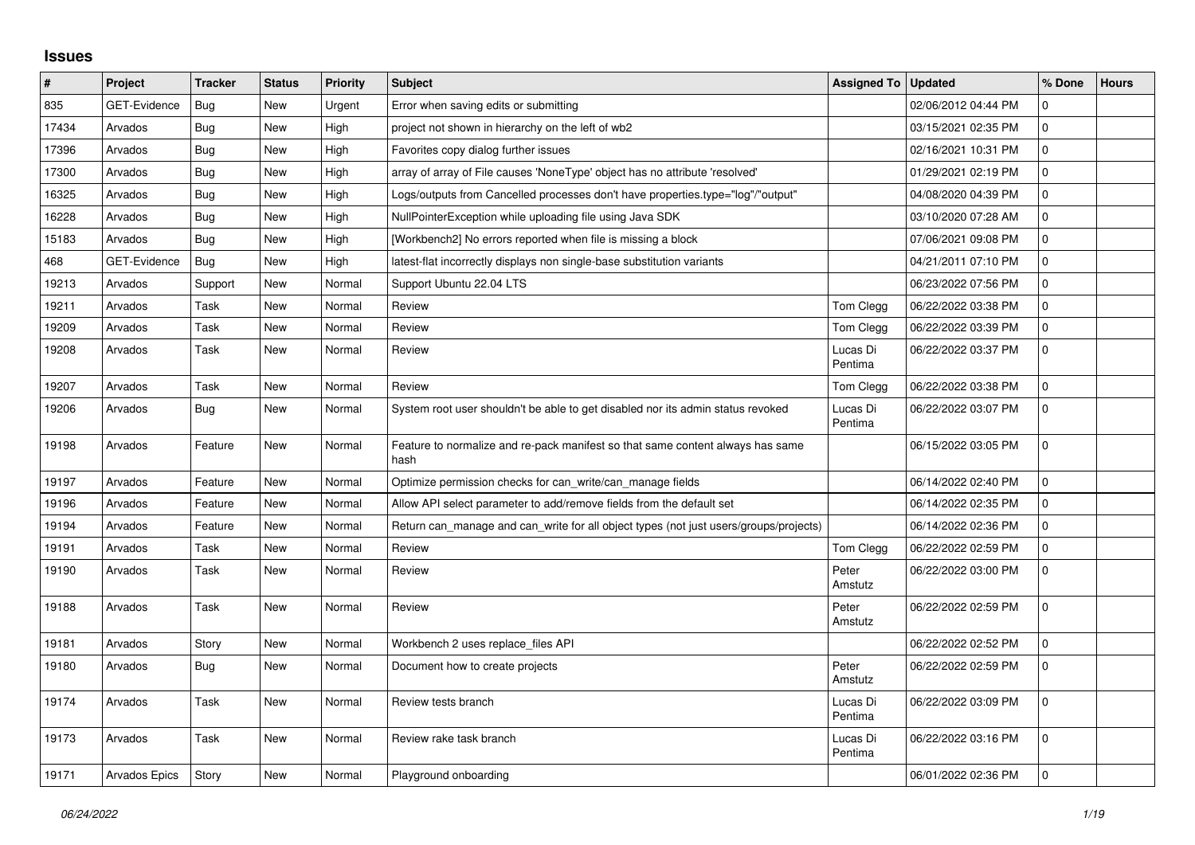## Issues

| # | Project | Tracker | Status | Priority | Subject | Assigned To | Updated | % Done | Hours |
|---|---|---|---|---|---|---|---|---|---|
| 835 | GET-Evidence | Bug | New | Urgent | Error when saving edits or submitting | | 02/06/2012 04:44 PM | 0 | |
| 17434 | Arvados | Bug | New | High | project not shown in hierarchy on the left of wb2 | | 03/15/2021 02:35 PM | 0 | |
| 17396 | Arvados | Bug | New | High | Favorites copy dialog further issues | | 02/16/2021 10:31 PM | 0 | |
| 17300 | Arvados | Bug | New | High | array of array of File causes 'NoneType' object has no attribute 'resolved' | | 01/29/2021 02:19 PM | 0 | |
| 16325 | Arvados | Bug | New | High | Logs/outputs from Cancelled processes don't have properties.type="log"/"output" | | 04/08/2020 04:39 PM | 0 | |
| 16228 | Arvados | Bug | New | High | NullPointerException while uploading file using Java SDK | | 03/10/2020 07:28 AM | 0 | |
| 15183 | Arvados | Bug | New | High | [Workbench2] No errors reported when file is missing a block | | 07/06/2021 09:08 PM | 0 | |
| 468 | GET-Evidence | Bug | New | High | latest-flat incorrectly displays non single-base substitution variants | | 04/21/2011 07:10 PM | 0 | |
| 19213 | Arvados | Support | New | Normal | Support Ubuntu 22.04 LTS | | 06/23/2022 07:56 PM | 0 | |
| 19211 | Arvados | Task | New | Normal | Review | Tom Clegg | 06/22/2022 03:38 PM | 0 | |
| 19209 | Arvados | Task | New | Normal | Review | Tom Clegg | 06/22/2022 03:39 PM | 0 | |
| 19208 | Arvados | Task | New | Normal | Review | Lucas Di Pentima | 06/22/2022 03:37 PM | 0 | |
| 19207 | Arvados | Task | New | Normal | Review | Tom Clegg | 06/22/2022 03:38 PM | 0 | |
| 19206 | Arvados | Bug | New | Normal | System root user shouldn't be able to get disabled nor its admin status revoked | Lucas Di Pentima | 06/22/2022 03:07 PM | 0 | |
| 19198 | Arvados | Feature | New | Normal | Feature to normalize and re-pack manifest so that same content always has same hash | | 06/15/2022 03:05 PM | 0 | |
| 19197 | Arvados | Feature | New | Normal | Optimize permission checks for can_write/can_manage fields | | 06/14/2022 02:40 PM | 0 | |
| 19196 | Arvados | Feature | New | Normal | Allow API select parameter to add/remove fields from the default set | | 06/14/2022 02:35 PM | 0 | |
| 19194 | Arvados | Feature | New | Normal | Return can_manage and can_write for all object types (not just users/groups/projects) | | 06/14/2022 02:36 PM | 0 | |
| 19191 | Arvados | Task | New | Normal | Review | Tom Clegg | 06/22/2022 02:59 PM | 0 | |
| 19190 | Arvados | Task | New | Normal | Review | Peter Amstutz | 06/22/2022 03:00 PM | 0 | |
| 19188 | Arvados | Task | New | Normal | Review | Peter Amstutz | 06/22/2022 02:59 PM | 0 | |
| 19181 | Arvados | Story | New | Normal | Workbench 2 uses replace_files API | | 06/22/2022 02:52 PM | 0 | |
| 19180 | Arvados | Bug | New | Normal | Document how to create projects | Peter Amstutz | 06/22/2022 02:59 PM | 0 | |
| 19174 | Arvados | Task | New | Normal | Review tests branch | Lucas Di Pentima | 06/22/2022 03:09 PM | 0 | |
| 19173 | Arvados | Task | New | Normal | Review rake task branch | Lucas Di Pentima | 06/22/2022 03:16 PM | 0 | |
| 19171 | Arvados Epics | Story | New | Normal | Playground onboarding | | 06/01/2022 02:36 PM | 0 | |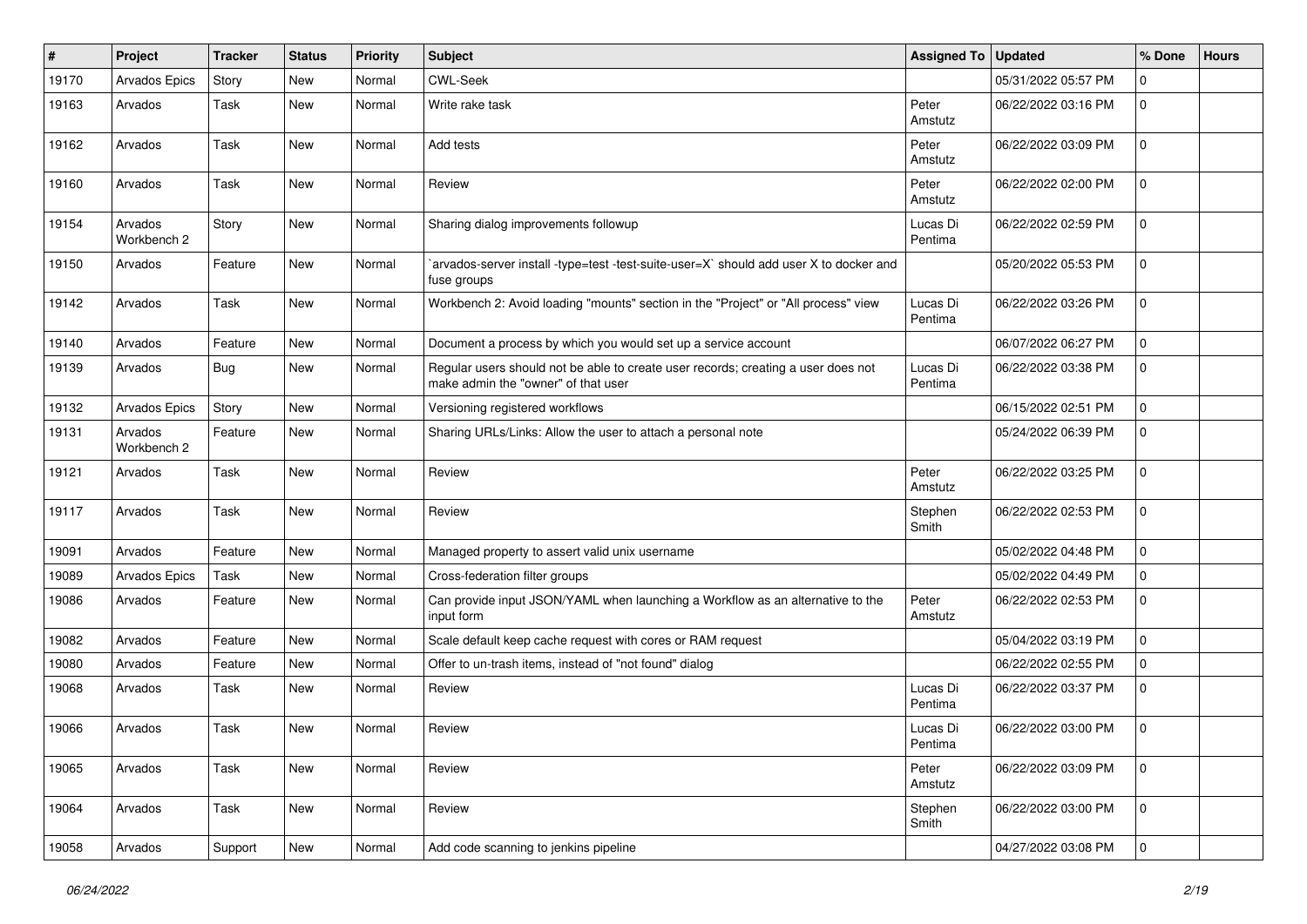| # | Project | Tracker | Status | Priority | Subject | Assigned To | Updated | % Done | Hours |
|---|---|---|---|---|---|---|---|---|---|
| 19170 | Arvados Epics | Story | New | Normal | CWL-Seek | | 05/31/2022 05:57 PM | 0 | |
| 19163 | Arvados | Task | New | Normal | Write rake task | Peter Amstutz | 06/22/2022 03:16 PM | 0 | |
| 19162 | Arvados | Task | New | Normal | Add tests | Peter Amstutz | 06/22/2022 03:09 PM | 0 | |
| 19160 | Arvados | Task | New | Normal | Review | Peter Amstutz | 06/22/2022 02:00 PM | 0 | |
| 19154 | Arvados Workbench 2 | Story | New | Normal | Sharing dialog improvements followup | Lucas Di Pentima | 06/22/2022 02:59 PM | 0 | |
| 19150 | Arvados | Feature | New | Normal | `arvados-server install -type=test -test-suite-user=X` should add user X to docker and fuse groups | | 05/20/2022 05:53 PM | 0 | |
| 19142 | Arvados | Task | New | Normal | Workbench 2: Avoid loading "mounts" section in the "Project" or "All process" view | Lucas Di Pentima | 06/22/2022 03:26 PM | 0 | |
| 19140 | Arvados | Feature | New | Normal | Document a process by which you would set up a service account | | 06/07/2022 06:27 PM | 0 | |
| 19139 | Arvados | Bug | New | Normal | Regular users should not be able to create user records; creating a user does not make admin the "owner" of that user | Lucas Di Pentima | 06/22/2022 03:38 PM | 0 | |
| 19132 | Arvados Epics | Story | New | Normal | Versioning registered workflows | | 06/15/2022 02:51 PM | 0 | |
| 19131 | Arvados Workbench 2 | Feature | New | Normal | Sharing URLs/Links: Allow the user to attach a personal note | | 05/24/2022 06:39 PM | 0 | |
| 19121 | Arvados | Task | New | Normal | Review | Peter Amstutz | 06/22/2022 03:25 PM | 0 | |
| 19117 | Arvados | Task | New | Normal | Review | Stephen Smith | 06/22/2022 02:53 PM | 0 | |
| 19091 | Arvados | Feature | New | Normal | Managed property to assert valid unix username | | 05/02/2022 04:48 PM | 0 | |
| 19089 | Arvados Epics | Task | New | Normal | Cross-federation filter groups | | 05/02/2022 04:49 PM | 0 | |
| 19086 | Arvados | Feature | New | Normal | Can provide input JSON/YAML when launching a Workflow as an alternative to the input form | Peter Amstutz | 06/22/2022 02:53 PM | 0 | |
| 19082 | Arvados | Feature | New | Normal | Scale default keep cache request with cores or RAM request | | 05/04/2022 03:19 PM | 0 | |
| 19080 | Arvados | Feature | New | Normal | Offer to un-trash items, instead of "not found" dialog | | 06/22/2022 02:55 PM | 0 | |
| 19068 | Arvados | Task | New | Normal | Review | Lucas Di Pentima | 06/22/2022 03:37 PM | 0 | |
| 19066 | Arvados | Task | New | Normal | Review | Lucas Di Pentima | 06/22/2022 03:00 PM | 0 | |
| 19065 | Arvados | Task | New | Normal | Review | Peter Amstutz | 06/22/2022 03:09 PM | 0 | |
| 19064 | Arvados | Task | New | Normal | Review | Stephen Smith | 06/22/2022 03:00 PM | 0 | |
| 19058 | Arvados | Support | New | Normal | Add code scanning to jenkins pipeline | | 04/27/2022 03:08 PM | 0 | |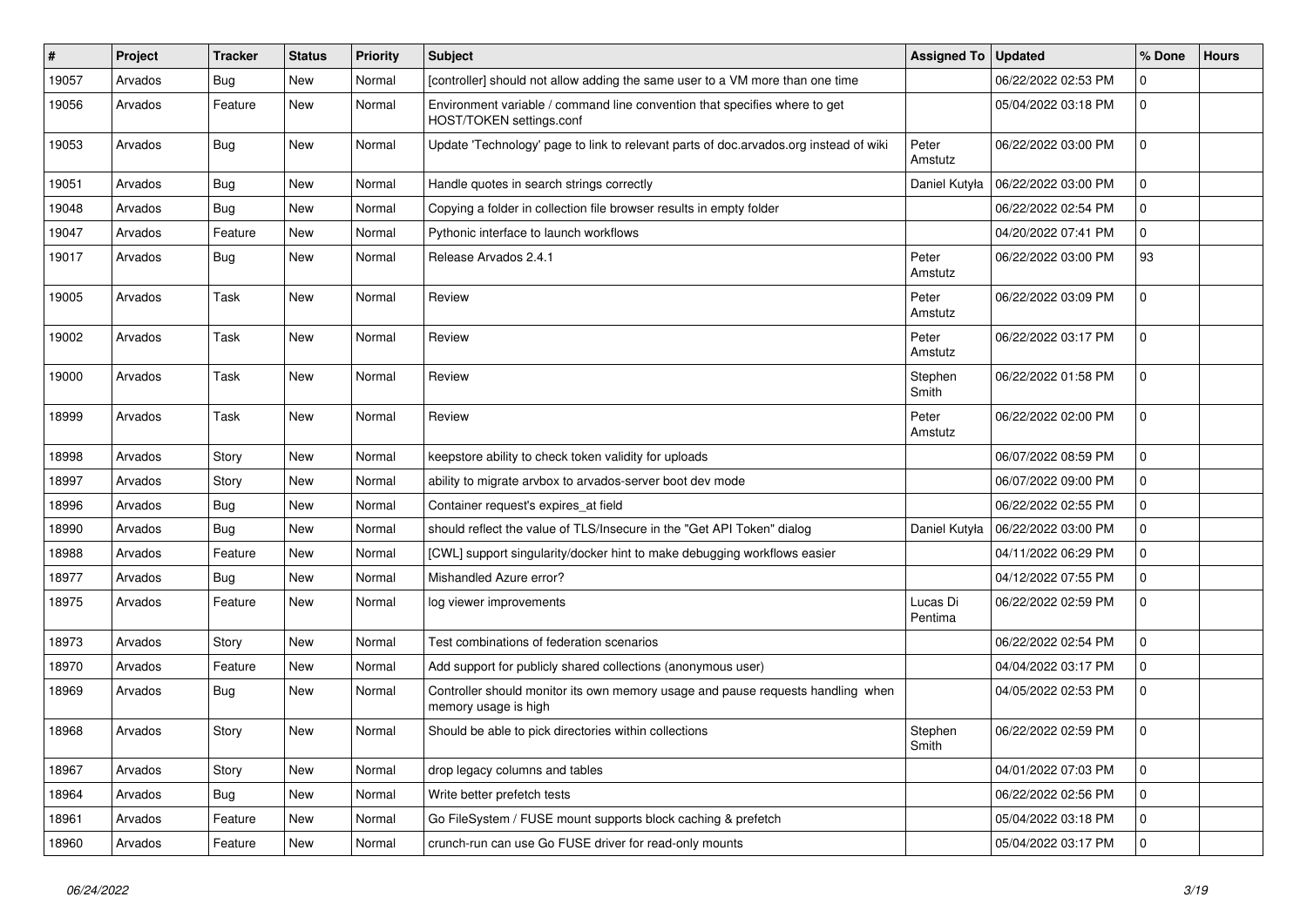| # | Project | Tracker | Status | Priority | Subject | Assigned To | Updated | % Done | Hours |
|---|---|---|---|---|---|---|---|---|---|
| 19057 | Arvados | Bug | New | Normal | [controller] should not allow adding the same user to a VM more than one time | | 06/22/2022 02:53 PM | 0 | |
| 19056 | Arvados | Feature | New | Normal | Environment variable / command line convention that specifies where to get HOST/TOKEN settings.conf | | 05/04/2022 03:18 PM | 0 | |
| 19053 | Arvados | Bug | New | Normal | Update 'Technology' page to link to relevant parts of doc.arvados.org instead of wiki | Peter Amstutz | 06/22/2022 03:00 PM | 0 | |
| 19051 | Arvados | Bug | New | Normal | Handle quotes in search strings correctly | Daniel Kutyła | 06/22/2022 03:00 PM | 0 | |
| 19048 | Arvados | Bug | New | Normal | Copying a folder in collection file browser results in empty folder | | 06/22/2022 02:54 PM | 0 | |
| 19047 | Arvados | Feature | New | Normal | Pythonic interface to launch workflows | | 04/20/2022 07:41 PM | 0 | |
| 19017 | Arvados | Bug | New | Normal | Release Arvados 2.4.1 | Peter Amstutz | 06/22/2022 03:00 PM | 93 | |
| 19005 | Arvados | Task | New | Normal | Review | Peter Amstutz | 06/22/2022 03:09 PM | 0 | |
| 19002 | Arvados | Task | New | Normal | Review | Peter Amstutz | 06/22/2022 03:17 PM | 0 | |
| 19000 | Arvados | Task | New | Normal | Review | Stephen Smith | 06/22/2022 01:58 PM | 0 | |
| 18999 | Arvados | Task | New | Normal | Review | Peter Amstutz | 06/22/2022 02:00 PM | 0 | |
| 18998 | Arvados | Story | New | Normal | keepstore ability to check token validity for uploads | | 06/07/2022 08:59 PM | 0 | |
| 18997 | Arvados | Story | New | Normal | ability to migrate arvbox to arvados-server boot dev mode | | 06/07/2022 09:00 PM | 0 | |
| 18996 | Arvados | Bug | New | Normal | Container request's expires_at field | | 06/22/2022 02:55 PM | 0 | |
| 18990 | Arvados | Bug | New | Normal | should reflect the value of TLS/Insecure in the "Get API Token" dialog | Daniel Kutyła | 06/22/2022 03:00 PM | 0 | |
| 18988 | Arvados | Feature | New | Normal | [CWL] support singularity/docker hint to make debugging workflows easier | | 04/11/2022 06:29 PM | 0 | |
| 18977 | Arvados | Bug | New | Normal | Mishandled Azure error? | | 04/12/2022 07:55 PM | 0 | |
| 18975 | Arvados | Feature | New | Normal | log viewer improvements | Lucas Di Pentima | 06/22/2022 02:59 PM | 0 | |
| 18973 | Arvados | Story | New | Normal | Test combinations of federation scenarios | | 06/22/2022 02:54 PM | 0 | |
| 18970 | Arvados | Feature | New | Normal | Add support for publicly shared collections (anonymous user) | | 04/04/2022 03:17 PM | 0 | |
| 18969 | Arvados | Bug | New | Normal | Controller should monitor its own memory usage and pause requests handling when memory usage is high | | 04/05/2022 02:53 PM | 0 | |
| 18968 | Arvados | Story | New | Normal | Should be able to pick directories within collections | Stephen Smith | 06/22/2022 02:59 PM | 0 | |
| 18967 | Arvados | Story | New | Normal | drop legacy columns and tables | | 04/01/2022 07:03 PM | 0 | |
| 18964 | Arvados | Bug | New | Normal | Write better prefetch tests | | 06/22/2022 02:56 PM | 0 | |
| 18961 | Arvados | Feature | New | Normal | Go FileSystem / FUSE mount supports block caching & prefetch | | 05/04/2022 03:18 PM | 0 | |
| 18960 | Arvados | Feature | New | Normal | crunch-run can use Go FUSE driver for read-only mounts | | 05/04/2022 03:17 PM | 0 | |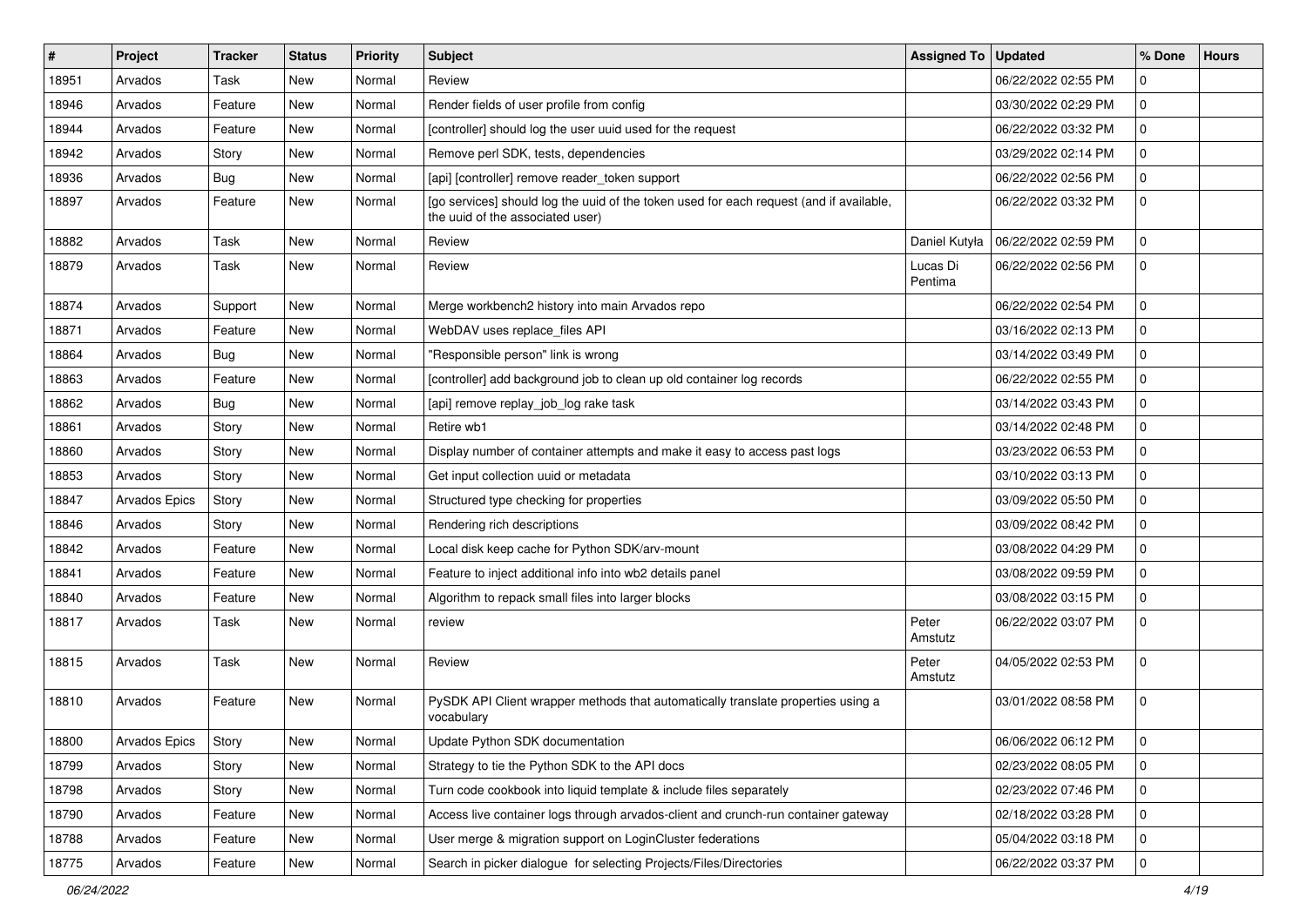| # | Project | Tracker | Status | Priority | Subject | Assigned To | Updated | % Done | Hours |
|---|---|---|---|---|---|---|---|---|---|
| 18951 | Arvados | Task | New | Normal | Review | | 06/22/2022 02:55 PM | 0 | |
| 18946 | Arvados | Feature | New | Normal | Render fields of user profile from config | | 03/30/2022 02:29 PM | 0 | |
| 18944 | Arvados | Feature | New | Normal | [controller] should log the user uuid used for the request | | 06/22/2022 03:32 PM | 0 | |
| 18942 | Arvados | Story | New | Normal | Remove perl SDK, tests, dependencies | | 03/29/2022 02:14 PM | 0 | |
| 18936 | Arvados | Bug | New | Normal | [api] [controller] remove reader_token support | | 06/22/2022 02:56 PM | 0 | |
| 18897 | Arvados | Feature | New | Normal | [go services] should log the uuid of the token used for each request (and if available, the uuid of the associated user) | | 06/22/2022 03:32 PM | 0 | |
| 18882 | Arvados | Task | New | Normal | Review | Daniel Kutyła | 06/22/2022 02:59 PM | 0 | |
| 18879 | Arvados | Task | New | Normal | Review | Lucas Di Pentima | 06/22/2022 02:56 PM | 0 | |
| 18874 | Arvados | Support | New | Normal | Merge workbench2 history into main Arvados repo | | 06/22/2022 02:54 PM | 0 | |
| 18871 | Arvados | Feature | New | Normal | WebDAV uses replace_files API | | 03/16/2022 02:13 PM | 0 | |
| 18864 | Arvados | Bug | New | Normal | "Responsible person" link is wrong | | 03/14/2022 03:49 PM | 0 | |
| 18863 | Arvados | Feature | New | Normal | [controller] add background job to clean up old container log records | | 06/22/2022 02:55 PM | 0 | |
| 18862 | Arvados | Bug | New | Normal | [api] remove replay_job_log rake task | | 03/14/2022 03:43 PM | 0 | |
| 18861 | Arvados | Story | New | Normal | Retire wb1 | | 03/14/2022 02:48 PM | 0 | |
| 18860 | Arvados | Story | New | Normal | Display number of container attempts and make it easy to access past logs | | 03/23/2022 06:53 PM | 0 | |
| 18853 | Arvados | Story | New | Normal | Get input collection uuid or metadata | | 03/10/2022 03:13 PM | 0 | |
| 18847 | Arvados Epics | Story | New | Normal | Structured type checking for properties | | 03/09/2022 05:50 PM | 0 | |
| 18846 | Arvados | Story | New | Normal | Rendering rich descriptions | | 03/09/2022 08:42 PM | 0 | |
| 18842 | Arvados | Feature | New | Normal | Local disk keep cache for Python SDK/arv-mount | | 03/08/2022 04:29 PM | 0 | |
| 18841 | Arvados | Feature | New | Normal | Feature to inject additional info into wb2 details panel | | 03/08/2022 09:59 PM | 0 | |
| 18840 | Arvados | Feature | New | Normal | Algorithm to repack small files into larger blocks | | 03/08/2022 03:15 PM | 0 | |
| 18817 | Arvados | Task | New | Normal | review | Peter Amstutz | 06/22/2022 03:07 PM | 0 | |
| 18815 | Arvados | Task | New | Normal | Review | Peter Amstutz | 04/05/2022 02:53 PM | 0 | |
| 18810 | Arvados | Feature | New | Normal | PySDK API Client wrapper methods that automatically translate properties using a vocabulary | | 03/01/2022 08:58 PM | 0 | |
| 18800 | Arvados Epics | Story | New | Normal | Update Python SDK documentation | | 06/06/2022 06:12 PM | 0 | |
| 18799 | Arvados | Story | New | Normal | Strategy to tie the Python SDK to the API docs | | 02/23/2022 08:05 PM | 0 | |
| 18798 | Arvados | Story | New | Normal | Turn code cookbook into liquid template & include files separately | | 02/23/2022 07:46 PM | 0 | |
| 18790 | Arvados | Feature | New | Normal | Access live container logs through arvados-client and crunch-run container gateway | | 02/18/2022 03:28 PM | 0 | |
| 18788 | Arvados | Feature | New | Normal | User merge & migration support on LoginCluster federations | | 05/04/2022 03:18 PM | 0 | |
| 18775 | Arvados | Feature | New | Normal | Search in picker dialogue for selecting Projects/Files/Directories | | 06/22/2022 03:37 PM | 0 | |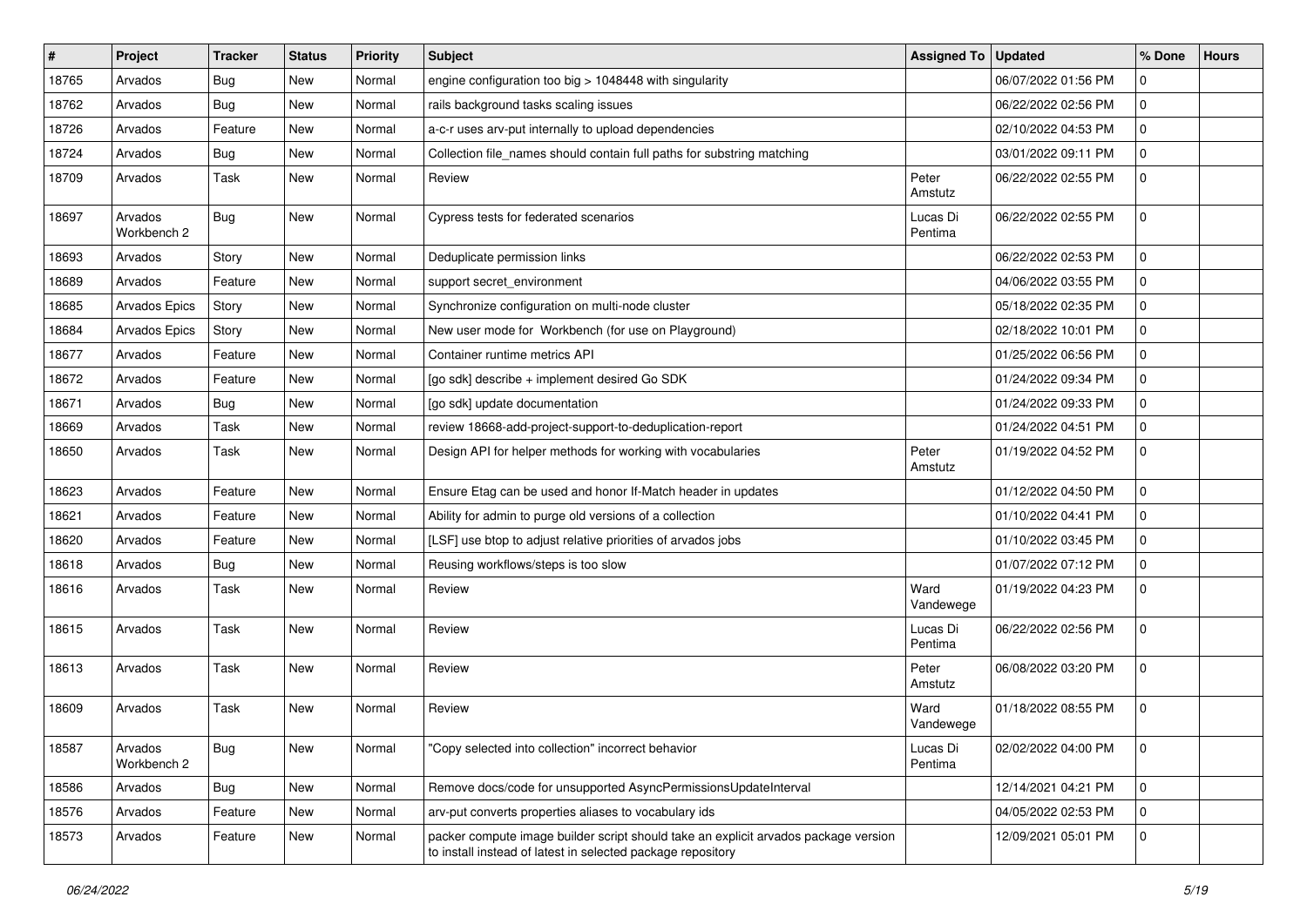| # | Project | Tracker | Status | Priority | Subject | Assigned To | Updated | % Done | Hours |
|---|---|---|---|---|---|---|---|---|---|
| 18765 | Arvados | Bug | New | Normal | engine configuration too big > 1048448 with singularity | | 06/07/2022 01:56 PM | 0 | |
| 18762 | Arvados | Bug | New | Normal | rails background tasks scaling issues | | 06/22/2022 02:56 PM | 0 | |
| 18726 | Arvados | Feature | New | Normal | a-c-r uses arv-put internally to upload dependencies | | 02/10/2022 04:53 PM | 0 | |
| 18724 | Arvados | Bug | New | Normal | Collection file_names should contain full paths for substring matching | | 03/01/2022 09:11 PM | 0 | |
| 18709 | Arvados | Task | New | Normal | Review | Peter Amstutz | 06/22/2022 02:55 PM | 0 | |
| 18697 | Arvados Workbench 2 | Bug | New | Normal | Cypress tests for federated scenarios | Lucas Di Pentima | 06/22/2022 02:55 PM | 0 | |
| 18693 | Arvados | Story | New | Normal | Deduplicate permission links | | 06/22/2022 02:53 PM | 0 | |
| 18689 | Arvados | Feature | New | Normal | support secret_environment | | 04/06/2022 03:55 PM | 0 | |
| 18685 | Arvados Epics | Story | New | Normal | Synchronize configuration on multi-node cluster | | 05/18/2022 02:35 PM | 0 | |
| 18684 | Arvados Epics | Story | New | Normal | New user mode for Workbench (for use on Playground) | | 02/18/2022 10:01 PM | 0 | |
| 18677 | Arvados | Feature | New | Normal | Container runtime metrics API | | 01/25/2022 06:56 PM | 0 | |
| 18672 | Arvados | Feature | New | Normal | [go sdk] describe + implement desired Go SDK | | 01/24/2022 09:34 PM | 0 | |
| 18671 | Arvados | Bug | New | Normal | [go sdk] update documentation | | 01/24/2022 09:33 PM | 0 | |
| 18669 | Arvados | Task | New | Normal | review 18668-add-project-support-to-deduplication-report | | 01/24/2022 04:51 PM | 0 | |
| 18650 | Arvados | Task | New | Normal | Design API for helper methods for working with vocabularies | Peter Amstutz | 01/19/2022 04:52 PM | 0 | |
| 18623 | Arvados | Feature | New | Normal | Ensure Etag can be used and honor If-Match header in updates | | 01/12/2022 04:50 PM | 0 | |
| 18621 | Arvados | Feature | New | Normal | Ability for admin to purge old versions of a collection | | 01/10/2022 04:41 PM | 0 | |
| 18620 | Arvados | Feature | New | Normal | [LSF] use btop to adjust relative priorities of arvados jobs | | 01/10/2022 03:45 PM | 0 | |
| 18618 | Arvados | Bug | New | Normal | Reusing workflows/steps is too slow | | 01/07/2022 07:12 PM | 0 | |
| 18616 | Arvados | Task | New | Normal | Review | Ward Vandewege | 01/19/2022 04:23 PM | 0 | |
| 18615 | Arvados | Task | New | Normal | Review | Lucas Di Pentima | 06/22/2022 02:56 PM | 0 | |
| 18613 | Arvados | Task | New | Normal | Review | Peter Amstutz | 06/08/2022 03:20 PM | 0 | |
| 18609 | Arvados | Task | New | Normal | Review | Ward Vandewege | 01/18/2022 08:55 PM | 0 | |
| 18587 | Arvados Workbench 2 | Bug | New | Normal | "Copy selected into collection" incorrect behavior | Lucas Di Pentima | 02/02/2022 04:00 PM | 0 | |
| 18586 | Arvados | Bug | New | Normal | Remove docs/code for unsupported AsyncPermissionsUpdateInterval | | 12/14/2021 04:21 PM | 0 | |
| 18576 | Arvados | Feature | New | Normal | arv-put converts properties aliases to vocabulary ids | | 04/05/2022 02:53 PM | 0 | |
| 18573 | Arvados | Feature | New | Normal | packer compute image builder script should take an explicit arvados package version to install instead of latest in selected package repository | | 12/09/2021 05:01 PM | 0 | |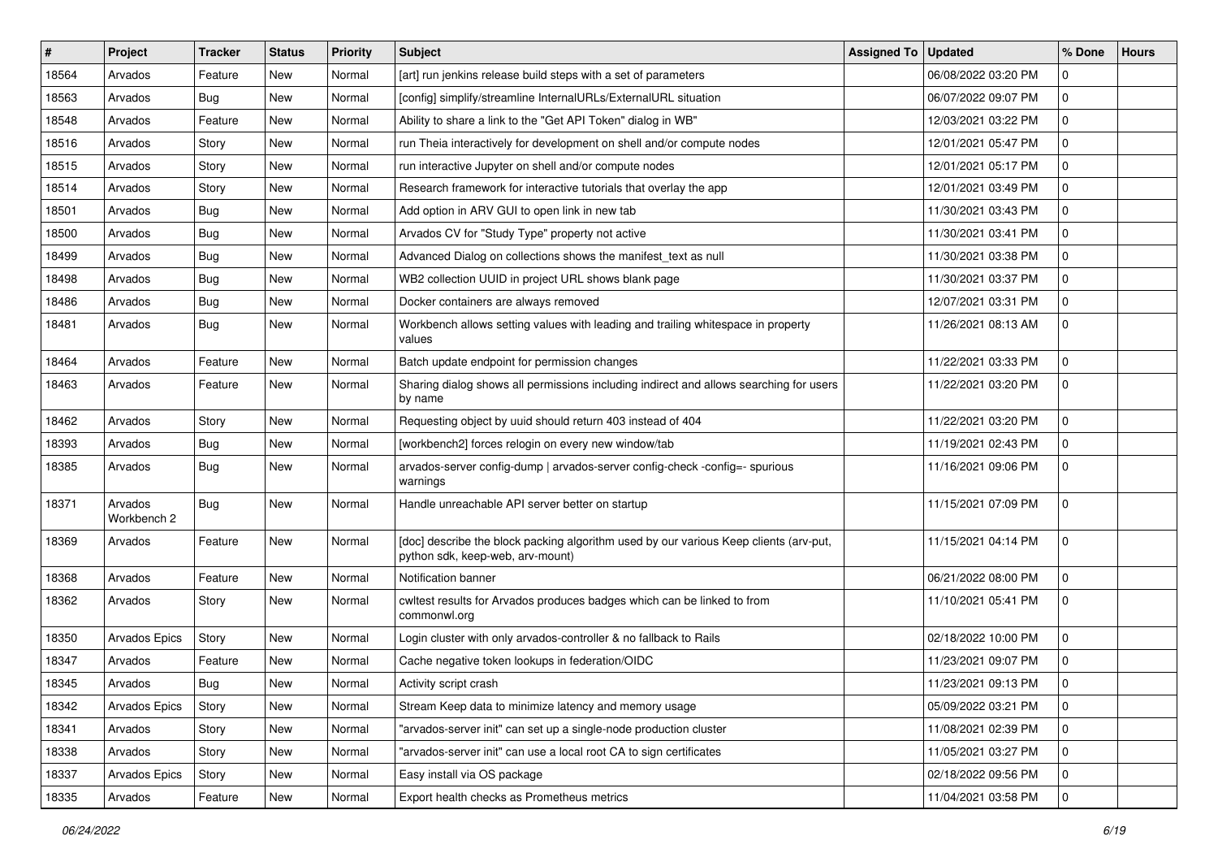| # | Project | Tracker | Status | Priority | Subject | Assigned To | Updated | % Done | Hours |
|---|---|---|---|---|---|---|---|---|---|
| 18564 | Arvados | Feature | New | Normal | [art] run jenkins release build steps with a set of parameters | | 06/08/2022 03:20 PM | 0 | |
| 18563 | Arvados | Bug | New | Normal | [config] simplify/streamline InternalURLs/ExternalURL situation | | 06/07/2022 09:07 PM | 0 | |
| 18548 | Arvados | Feature | New | Normal | Ability to share a link to the "Get API Token" dialog in WB" | | 12/03/2021 03:22 PM | 0 | |
| 18516 | Arvados | Story | New | Normal | run Theia interactively for development on shell and/or compute nodes | | 12/01/2021 05:47 PM | 0 | |
| 18515 | Arvados | Story | New | Normal | run interactive Jupyter on shell and/or compute nodes | | 12/01/2021 05:17 PM | 0 | |
| 18514 | Arvados | Story | New | Normal | Research framework for interactive tutorials that overlay the app | | 12/01/2021 03:49 PM | 0 | |
| 18501 | Arvados | Bug | New | Normal | Add option in ARV GUI to open link in new tab | | 11/30/2021 03:43 PM | 0 | |
| 18500 | Arvados | Bug | New | Normal | Arvados CV for "Study Type" property not active | | 11/30/2021 03:41 PM | 0 | |
| 18499 | Arvados | Bug | New | Normal | Advanced Dialog on collections shows the manifest_text as null | | 11/30/2021 03:38 PM | 0 | |
| 18498 | Arvados | Bug | New | Normal | WB2 collection UUID in project URL shows blank page | | 11/30/2021 03:37 PM | 0 | |
| 18486 | Arvados | Bug | New | Normal | Docker containers are always removed | | 12/07/2021 03:31 PM | 0 | |
| 18481 | Arvados | Bug | New | Normal | Workbench allows setting values with leading and trailing whitespace in property values | | 11/26/2021 08:13 AM | 0 | |
| 18464 | Arvados | Feature | New | Normal | Batch update endpoint for permission changes | | 11/22/2021 03:33 PM | 0 | |
| 18463 | Arvados | Feature | New | Normal | Sharing dialog shows all permissions including indirect and allows searching for users by name | | 11/22/2021 03:20 PM | 0 | |
| 18462 | Arvados | Story | New | Normal | Requesting object by uuid should return 403 instead of 404 | | 11/22/2021 03:20 PM | 0 | |
| 18393 | Arvados | Bug | New | Normal | [workbench2] forces relogin on every new window/tab | | 11/19/2021 02:43 PM | 0 | |
| 18385 | Arvados | Bug | New | Normal | arvados-server config-dump \| arvados-server config-check -config=- spurious warnings | | 11/16/2021 09:06 PM | 0 | |
| 18371 | Arvados Workbench 2 | Bug | New | Normal | Handle unreachable API server better on startup | | 11/15/2021 07:09 PM | 0 | |
| 18369 | Arvados | Feature | New | Normal | [doc] describe the block packing algorithm used by our various Keep clients (arv-put, python sdk, keep-web, arv-mount) | | 11/15/2021 04:14 PM | 0 | |
| 18368 | Arvados | Feature | New | Normal | Notification banner | | 06/21/2022 08:00 PM | 0 | |
| 18362 | Arvados | Story | New | Normal | cwltest results for Arvados produces badges which can be linked to from commonwl.org | | 11/10/2021 05:41 PM | 0 | |
| 18350 | Arvados Epics | Story | New | Normal | Login cluster with only arvados-controller & no fallback to Rails | | 02/18/2022 10:00 PM | 0 | |
| 18347 | Arvados | Feature | New | Normal | Cache negative token lookups in federation/OIDC | | 11/23/2021 09:07 PM | 0 | |
| 18345 | Arvados | Bug | New | Normal | Activity script crash | | 11/23/2021 09:13 PM | 0 | |
| 18342 | Arvados Epics | Story | New | Normal | Stream Keep data to minimize latency and memory usage | | 05/09/2022 03:21 PM | 0 | |
| 18341 | Arvados | Story | New | Normal | "arvados-server init" can set up a single-node production cluster | | 11/08/2021 02:39 PM | 0 | |
| 18338 | Arvados | Story | New | Normal | "arvados-server init" can use a local root CA to sign certificates | | 11/05/2021 03:27 PM | 0 | |
| 18337 | Arvados Epics | Story | New | Normal | Easy install via OS package | | 02/18/2022 09:56 PM | 0 | |
| 18335 | Arvados | Feature | New | Normal | Export health checks as Prometheus metrics | | 11/04/2021 03:58 PM | 0 | |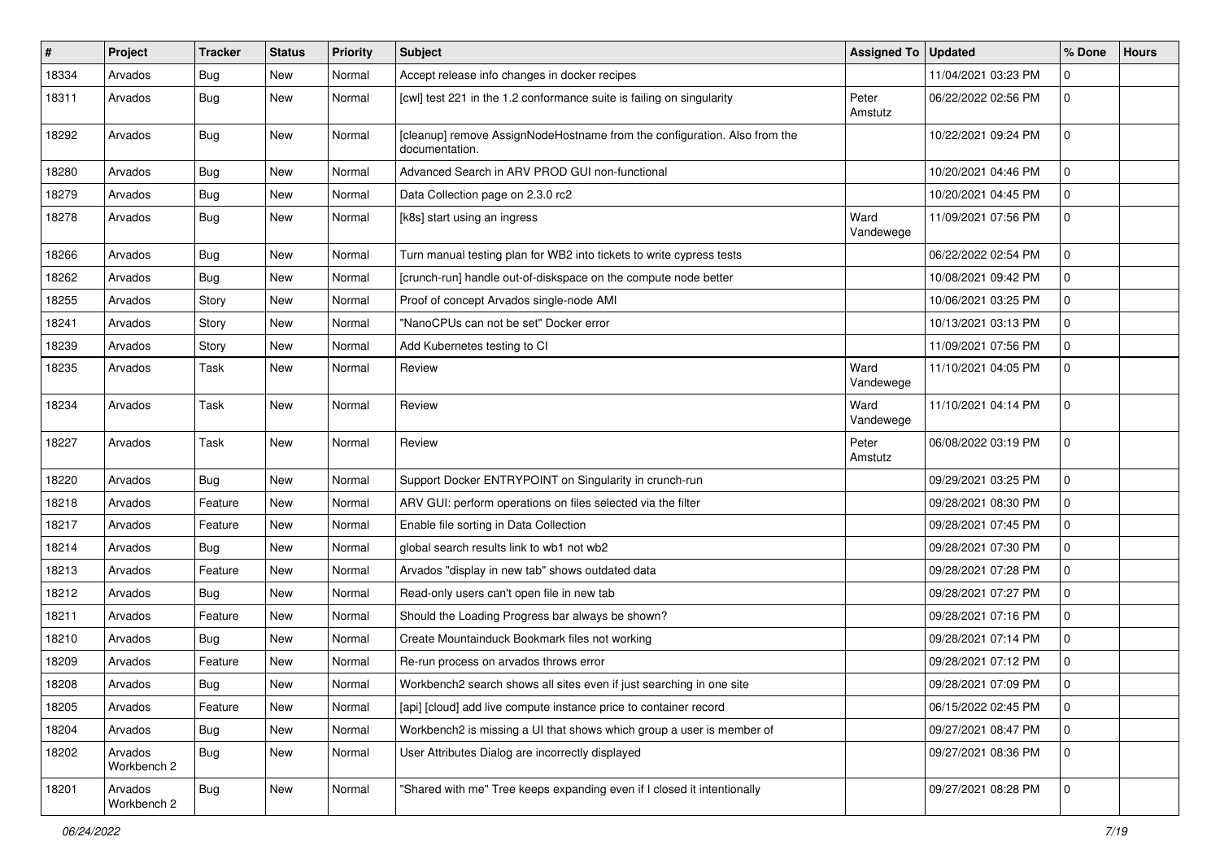| # | Project | Tracker | Status | Priority | Subject | Assigned To | Updated | % Done | Hours |
|---|---|---|---|---|---|---|---|---|---|
| 18334 | Arvados | Bug | New | Normal | Accept release info changes in docker recipes | | 11/04/2021 03:23 PM | 0 | |
| 18311 | Arvados | Bug | New | Normal | [cwl] test 221 in the 1.2 conformance suite is failing on singularity | Peter Amstutz | 06/22/2022 02:56 PM | 0 | |
| 18292 | Arvados | Bug | New | Normal | [cleanup] remove AssignNodeHostname from the configuration. Also from the documentation. | | 10/22/2021 09:24 PM | 0 | |
| 18280 | Arvados | Bug | New | Normal | Advanced Search in ARV PROD GUI non-functional | | 10/20/2021 04:46 PM | 0 | |
| 18279 | Arvados | Bug | New | Normal | Data Collection page on 2.3.0 rc2 | | 10/20/2021 04:45 PM | 0 | |
| 18278 | Arvados | Bug | New | Normal | [k8s] start using an ingress | Ward Vandewege | 11/09/2021 07:56 PM | 0 | |
| 18266 | Arvados | Bug | New | Normal | Turn manual testing plan for WB2 into tickets to write cypress tests | | 06/22/2022 02:54 PM | 0 | |
| 18262 | Arvados | Bug | New | Normal | [crunch-run] handle out-of-diskspace on the compute node better | | 10/08/2021 09:42 PM | 0 | |
| 18255 | Arvados | Story | New | Normal | Proof of concept Arvados single-node AMI | | 10/06/2021 03:25 PM | 0 | |
| 18241 | Arvados | Story | New | Normal | "NanoCPUs can not be set" Docker error | | 10/13/2021 03:13 PM | 0 | |
| 18239 | Arvados | Story | New | Normal | Add Kubernetes testing to CI | | 11/09/2021 07:56 PM | 0 | |
| 18235 | Arvados | Task | New | Normal | Review | Ward Vandewege | 11/10/2021 04:05 PM | 0 | |
| 18234 | Arvados | Task | New | Normal | Review | Ward Vandewege | 11/10/2021 04:14 PM | 0 | |
| 18227 | Arvados | Task | New | Normal | Review | Peter Amstutz | 06/08/2022 03:19 PM | 0 | |
| 18220 | Arvados | Bug | New | Normal | Support Docker ENTRYPOINT on Singularity in crunch-run | | 09/29/2021 03:25 PM | 0 | |
| 18218 | Arvados | Feature | New | Normal | ARV GUI: perform operations on files selected via the filter | | 09/28/2021 08:30 PM | 0 | |
| 18217 | Arvados | Feature | New | Normal | Enable file sorting in Data Collection | | 09/28/2021 07:45 PM | 0 | |
| 18214 | Arvados | Bug | New | Normal | global search results link to wb1 not wb2 | | 09/28/2021 07:30 PM | 0 | |
| 18213 | Arvados | Feature | New | Normal | Arvados "display in new tab" shows outdated data | | 09/28/2021 07:28 PM | 0 | |
| 18212 | Arvados | Bug | New | Normal | Read-only users can't open file in new tab | | 09/28/2021 07:27 PM | 0 | |
| 18211 | Arvados | Feature | New | Normal | Should the Loading Progress bar always be shown? | | 09/28/2021 07:16 PM | 0 | |
| 18210 | Arvados | Bug | New | Normal | Create Mountainduck Bookmark files not working | | 09/28/2021 07:14 PM | 0 | |
| 18209 | Arvados | Feature | New | Normal | Re-run process on arvados throws error | | 09/28/2021 07:12 PM | 0 | |
| 18208 | Arvados | Bug | New | Normal | Workbench2 search shows all sites even if just searching in one site | | 09/28/2021 07:09 PM | 0 | |
| 18205 | Arvados | Feature | New | Normal | [api] [cloud] add live compute instance price to container record | | 06/15/2022 02:45 PM | 0 | |
| 18204 | Arvados | Bug | New | Normal | Workbench2 is missing a UI that shows which group a user is member of | | 09/27/2021 08:47 PM | 0 | |
| 18202 | Arvados Workbench 2 | Bug | New | Normal | User Attributes Dialog are incorrectly displayed | | 09/27/2021 08:36 PM | 0 | |
| 18201 | Arvados Workbench 2 | Bug | New | Normal | "Shared with me" Tree keeps expanding even if I closed it intentionally | | 09/27/2021 08:28 PM | 0 | |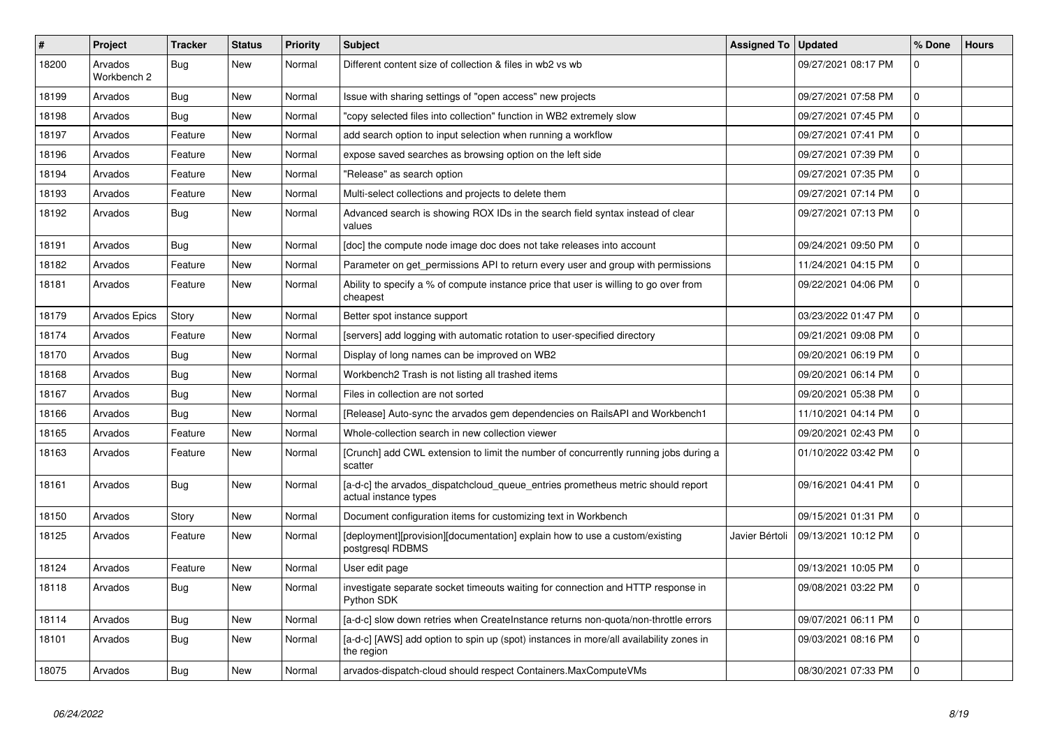| # | Project | Tracker | Status | Priority | Subject | Assigned To | Updated | % Done | Hours |
|---|---|---|---|---|---|---|---|---|---|
| 18200 | Arvados Workbench 2 | Bug | New | Normal | Different content size of collection & files in wb2 vs wb | | 09/27/2021 08:17 PM | 0 | |
| 18199 | Arvados | Bug | New | Normal | Issue with sharing settings of "open access" new projects | | 09/27/2021 07:58 PM | 0 | |
| 18198 | Arvados | Bug | New | Normal | "copy selected files into collection" function in WB2 extremely slow | | 09/27/2021 07:45 PM | 0 | |
| 18197 | Arvados | Feature | New | Normal | add search option to input selection when running a workflow | | 09/27/2021 07:41 PM | 0 | |
| 18196 | Arvados | Feature | New | Normal | expose saved searches as browsing option on the left side | | 09/27/2021 07:39 PM | 0 | |
| 18194 | Arvados | Feature | New | Normal | "Release" as search option | | 09/27/2021 07:35 PM | 0 | |
| 18193 | Arvados | Feature | New | Normal | Multi-select collections and projects to delete them | | 09/27/2021 07:14 PM | 0 | |
| 18192 | Arvados | Bug | New | Normal | Advanced search is showing ROX IDs in the search field syntax instead of clear values | | 09/27/2021 07:13 PM | 0 | |
| 18191 | Arvados | Bug | New | Normal | [doc] the compute node image doc does not take releases into account | | 09/24/2021 09:50 PM | 0 | |
| 18182 | Arvados | Feature | New | Normal | Parameter on get_permissions API to return every user and group with permissions | | 11/24/2021 04:15 PM | 0 | |
| 18181 | Arvados | Feature | New | Normal | Ability to specify a % of compute instance price that user is willing to go over from cheapest | | 09/22/2021 04:06 PM | 0 | |
| 18179 | Arvados Epics | Story | New | Normal | Better spot instance support | | 03/23/2022 01:47 PM | 0 | |
| 18174 | Arvados | Feature | New | Normal | [servers] add logging with automatic rotation to user-specified directory | | 09/21/2021 09:08 PM | 0 | |
| 18170 | Arvados | Bug | New | Normal | Display of long names can be improved on WB2 | | 09/20/2021 06:19 PM | 0 | |
| 18168 | Arvados | Bug | New | Normal | Workbench2 Trash is not listing all trashed items | | 09/20/2021 06:14 PM | 0 | |
| 18167 | Arvados | Bug | New | Normal | Files in collection are not sorted | | 09/20/2021 05:38 PM | 0 | |
| 18166 | Arvados | Bug | New | Normal | [Release] Auto-sync the arvados gem dependencies on RailsAPI and Workbench1 | | 11/10/2021 04:14 PM | 0 | |
| 18165 | Arvados | Feature | New | Normal | Whole-collection search in new collection viewer | | 09/20/2021 02:43 PM | 0 | |
| 18163 | Arvados | Feature | New | Normal | [Crunch] add CWL extension to limit the number of concurrently running jobs during a scatter | | 01/10/2022 03:42 PM | 0 | |
| 18161 | Arvados | Bug | New | Normal | [a-d-c] the arvados_dispatchcloud_queue_entries prometheus metric should report actual instance types | | 09/16/2021 04:41 PM | 0 | |
| 18150 | Arvados | Story | New | Normal | Document configuration items for customizing text in Workbench | | 09/15/2021 01:31 PM | 0 | |
| 18125 | Arvados | Feature | New | Normal | [deployment][provision][documentation] explain how to use a custom/existing postgresql RDBMS | Javier Bértoli | 09/13/2021 10:12 PM | 0 | |
| 18124 | Arvados | Feature | New | Normal | User edit page | | 09/13/2021 10:05 PM | 0 | |
| 18118 | Arvados | Bug | New | Normal | investigate separate socket timeouts waiting for connection and HTTP response in Python SDK | | 09/08/2021 03:22 PM | 0 | |
| 18114 | Arvados | Bug | New | Normal | [a-d-c] slow down retries when CreateInstance returns non-quota/non-throttle errors | | 09/07/2021 06:11 PM | 0 | |
| 18101 | Arvados | Bug | New | Normal | [a-d-c] [AWS] add option to spin up (spot) instances in more/all availability zones in the region | | 09/03/2021 08:16 PM | 0 | |
| 18075 | Arvados | Bug | New | Normal | arvados-dispatch-cloud should respect Containers.MaxComputeVMs | | 08/30/2021 07:33 PM | 0 | |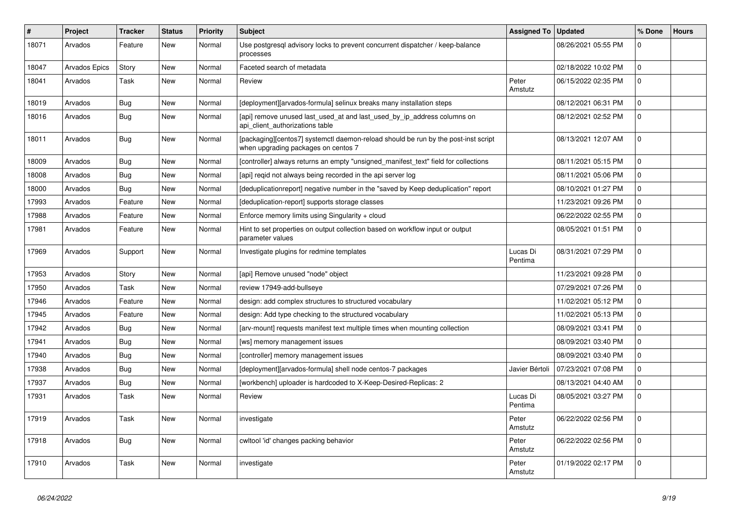| # | Project | Tracker | Status | Priority | Subject | Assigned To | Updated | % Done | Hours |
|---|---|---|---|---|---|---|---|---|---|
| 18071 | Arvados | Feature | New | Normal | Use postgresql advisory locks to prevent concurrent dispatcher / keep-balance processes | | 08/26/2021 05:55 PM | 0 | |
| 18047 | Arvados Epics | Story | New | Normal | Faceted search of metadata | | 02/18/2022 10:02 PM | 0 | |
| 18041 | Arvados | Task | New | Normal | Review | Peter Amstutz | 06/15/2022 02:35 PM | 0 | |
| 18019 | Arvados | Bug | New | Normal | [deployment][arvados-formula] selinux breaks many installation steps | | 08/12/2021 06:31 PM | 0 | |
| 18016 | Arvados | Bug | New | Normal | [api] remove unused last_used_at and last_used_by_ip_address columns on api_client_authorizations table | | 08/12/2021 02:52 PM | 0 | |
| 18011 | Arvados | Bug | New | Normal | [packaging][centos7] systemctl daemon-reload should be run by the post-inst script when upgrading packages on centos 7 | | 08/13/2021 12:07 AM | 0 | |
| 18009 | Arvados | Bug | New | Normal | [controller] always returns an empty "unsigned_manifest_text" field for collections | | 08/11/2021 05:15 PM | 0 | |
| 18008 | Arvados | Bug | New | Normal | [api] reqid not always being recorded in the api server log | | 08/11/2021 05:06 PM | 0 | |
| 18000 | Arvados | Bug | New | Normal | [deduplicationreport] negative number in the "saved by Keep deduplication" report | | 08/10/2021 01:27 PM | 0 | |
| 17993 | Arvados | Feature | New | Normal | [deduplication-report] supports storage classes | | 11/23/2021 09:26 PM | 0 | |
| 17988 | Arvados | Feature | New | Normal | Enforce memory limits using Singularity + cloud | | 06/22/2022 02:55 PM | 0 | |
| 17981 | Arvados | Feature | New | Normal | Hint to set properties on output collection based on workflow input or output parameter values | | 08/05/2021 01:51 PM | 0 | |
| 17969 | Arvados | Support | New | Normal | Investigate plugins for redmine templates | Lucas Di Pentima | 08/31/2021 07:29 PM | 0 | |
| 17953 | Arvados | Story | New | Normal | [api] Remove unused "node" object | | 11/23/2021 09:28 PM | 0 | |
| 17950 | Arvados | Task | New | Normal | review 17949-add-bullseye | | 07/29/2021 07:26 PM | 0 | |
| 17946 | Arvados | Feature | New | Normal | design: add complex structures to structured vocabulary | | 11/02/2021 05:12 PM | 0 | |
| 17945 | Arvados | Feature | New | Normal | design: Add type checking to the structured vocabulary | | 11/02/2021 05:13 PM | 0 | |
| 17942 | Arvados | Bug | New | Normal | [arv-mount] requests manifest text multiple times when mounting collection | | 08/09/2021 03:41 PM | 0 | |
| 17941 | Arvados | Bug | New | Normal | [ws] memory management issues | | 08/09/2021 03:40 PM | 0 | |
| 17940 | Arvados | Bug | New | Normal | [controller] memory management issues | | 08/09/2021 03:40 PM | 0 | |
| 17938 | Arvados | Bug | New | Normal | [deployment][arvados-formula] shell node centos-7 packages | Javier Bértoli | 07/23/2021 07:08 PM | 0 | |
| 17937 | Arvados | Bug | New | Normal | [workbench] uploader is hardcoded to X-Keep-Desired-Replicas: 2 | | 08/13/2021 04:40 AM | 0 | |
| 17931 | Arvados | Task | New | Normal | Review | Lucas Di Pentima | 08/05/2021 03:27 PM | 0 | |
| 17919 | Arvados | Task | New | Normal | investigate | Peter Amstutz | 06/22/2022 02:56 PM | 0 | |
| 17918 | Arvados | Bug | New | Normal | cwltool 'id' changes packing behavior | Peter Amstutz | 06/22/2022 02:56 PM | 0 | |
| 17910 | Arvados | Task | New | Normal | investigate | Peter Amstutz | 01/19/2022 02:17 PM | 0 | |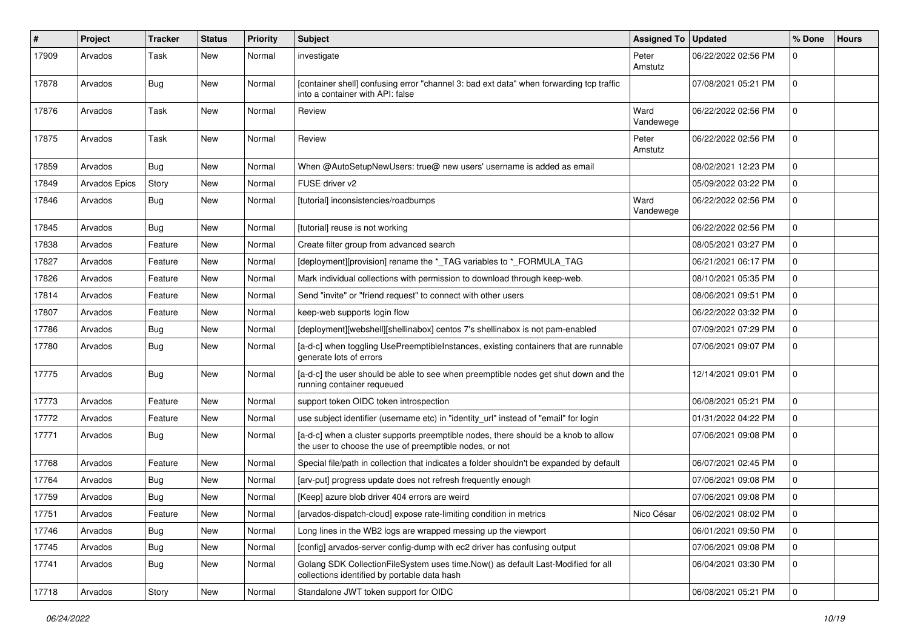| # | Project | Tracker | Status | Priority | Subject | Assigned To | Updated | % Done | Hours |
|---|---|---|---|---|---|---|---|---|---|
| 17909 | Arvados | Task | New | Normal | investigate | Peter Amstutz | 06/22/2022 02:56 PM | 0 | |
| 17878 | Arvados | Bug | New | Normal | [container shell] confusing error "channel 3: bad ext data" when forwarding tcp traffic into a container with API: false | | 07/08/2021 05:21 PM | 0 | |
| 17876 | Arvados | Task | New | Normal | Review | Ward Vandewege | 06/22/2022 02:56 PM | 0 | |
| 17875 | Arvados | Task | New | Normal | Review | Peter Amstutz | 06/22/2022 02:56 PM | 0 | |
| 17859 | Arvados | Bug | New | Normal | When @AutoSetupNewUsers: true@ new users' username is added as email | | 08/02/2021 12:23 PM | 0 | |
| 17849 | Arvados Epics | Story | New | Normal | FUSE driver v2 | | 05/09/2022 03:22 PM | 0 | |
| 17846 | Arvados | Bug | New | Normal | [tutorial] inconsistencies/roadbumps | Ward Vandewege | 06/22/2022 02:56 PM | 0 | |
| 17845 | Arvados | Bug | New | Normal | [tutorial] reuse is not working | | 06/22/2022 02:56 PM | 0 | |
| 17838 | Arvados | Feature | New | Normal | Create filter group from advanced search | | 08/05/2021 03:27 PM | 0 | |
| 17827 | Arvados | Feature | New | Normal | [deployment][provision] rename the *_TAG variables to *_FORMULA_TAG | | 06/21/2021 06:17 PM | 0 | |
| 17826 | Arvados | Feature | New | Normal | Mark individual collections with permission to download through keep-web. | | 08/10/2021 05:35 PM | 0 | |
| 17814 | Arvados | Feature | New | Normal | Send "invite" or "friend request" to connect with other users | | 08/06/2021 09:51 PM | 0 | |
| 17807 | Arvados | Feature | New | Normal | keep-web supports login flow | | 06/22/2022 03:32 PM | 0 | |
| 17786 | Arvados | Bug | New | Normal | [deployment][webshell][shellinabox] centos 7's shellinabox is not pam-enabled | | 07/09/2021 07:29 PM | 0 | |
| 17780 | Arvados | Bug | New | Normal | [a-d-c] when toggling UsePreemptibleInstances, existing containers that are runnable generate lots of errors | | 07/06/2021 09:07 PM | 0 | |
| 17775 | Arvados | Bug | New | Normal | [a-d-c] the user should be able to see when preemptible nodes get shut down and the running container requeued | | 12/14/2021 09:01 PM | 0 | |
| 17773 | Arvados | Feature | New | Normal | support token OIDC token introspection | | 06/08/2021 05:21 PM | 0 | |
| 17772 | Arvados | Feature | New | Normal | use subject identifier (username etc) in "identity_url" instead of "email" for login | | 01/31/2022 04:22 PM | 0 | |
| 17771 | Arvados | Bug | New | Normal | [a-d-c] when a cluster supports preemptible nodes, there should be a knob to allow the user to choose the use of preemptible nodes, or not | | 07/06/2021 09:08 PM | 0 | |
| 17768 | Arvados | Feature | New | Normal | Special file/path in collection that indicates a folder shouldn't be expanded by default | | 06/07/2021 02:45 PM | 0 | |
| 17764 | Arvados | Bug | New | Normal | [arv-put] progress update does not refresh frequently enough | | 07/06/2021 09:08 PM | 0 | |
| 17759 | Arvados | Bug | New | Normal | [Keep] azure blob driver 404 errors are weird | | 07/06/2021 09:08 PM | 0 | |
| 17751 | Arvados | Feature | New | Normal | [arvados-dispatch-cloud] expose rate-limiting condition in metrics | Nico César | 06/02/2021 08:02 PM | 0 | |
| 17746 | Arvados | Bug | New | Normal | Long lines in the WB2 logs are wrapped messing up the viewport | | 06/01/2021 09:50 PM | 0 | |
| 17745 | Arvados | Bug | New | Normal | [config] arvados-server config-dump with ec2 driver has confusing output | | 07/06/2021 09:08 PM | 0 | |
| 17741 | Arvados | Bug | New | Normal | Golang SDK CollectionFileSystem uses time.Now() as default Last-Modified for all collections identified by portable data hash | | 06/04/2021 03:30 PM | 0 | |
| 17718 | Arvados | Story | New | Normal | Standalone JWT token support for OIDC | | 06/08/2021 05:21 PM | 0 | |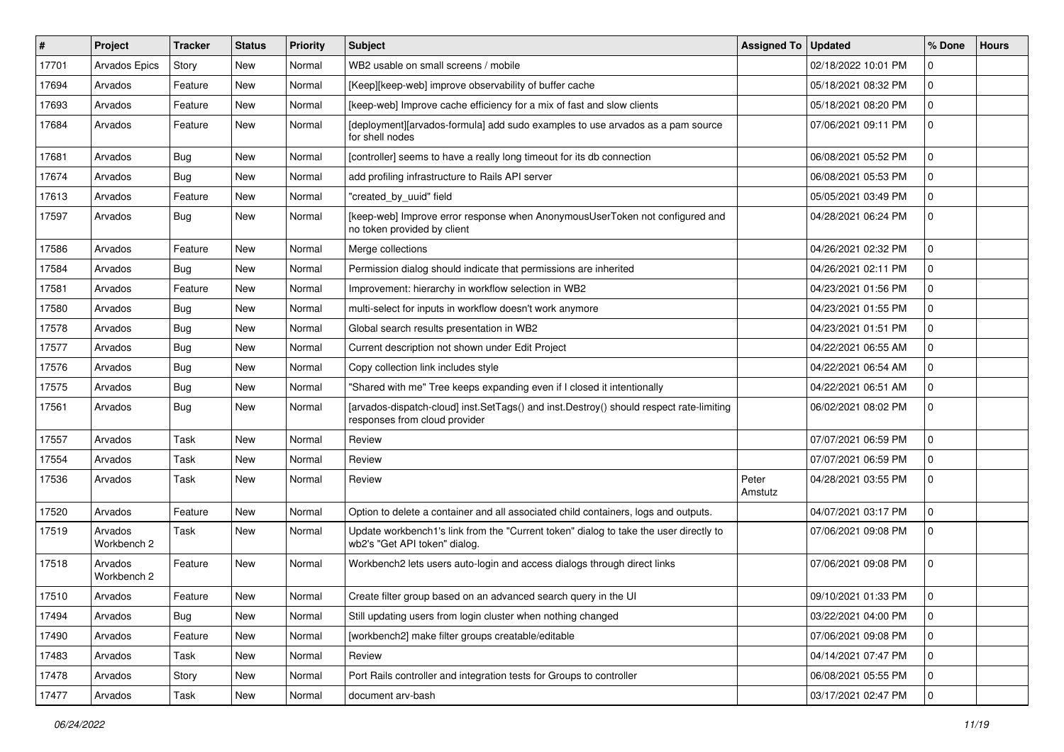| # | Project | Tracker | Status | Priority | Subject | Assigned To | Updated | % Done | Hours |
|---|---|---|---|---|---|---|---|---|---|
| 17701 | Arvados Epics | Story | New | Normal | WB2 usable on small screens / mobile | | 02/18/2022 10:01 PM | 0 | |
| 17694 | Arvados | Feature | New | Normal | [Keep][keep-web] improve observability of buffer cache | | 05/18/2021 08:32 PM | 0 | |
| 17693 | Arvados | Feature | New | Normal | [keep-web] Improve cache efficiency for a mix of fast and slow clients | | 05/18/2021 08:20 PM | 0 | |
| 17684 | Arvados | Feature | New | Normal | [deployment][arvados-formula] add sudo examples to use arvados as a pam source for shell nodes | | 07/06/2021 09:11 PM | 0 | |
| 17681 | Arvados | Bug | New | Normal | [controller] seems to have a really long timeout for its db connection | | 06/08/2021 05:52 PM | 0 | |
| 17674 | Arvados | Bug | New | Normal | add profiling infrastructure to Rails API server | | 06/08/2021 05:53 PM | 0 | |
| 17613 | Arvados | Feature | New | Normal | "created_by_uuid" field | | 05/05/2021 03:49 PM | 0 | |
| 17597 | Arvados | Bug | New | Normal | [keep-web] Improve error response when AnonymousUserToken not configured and no token provided by client | | 04/28/2021 06:24 PM | 0 | |
| 17586 | Arvados | Feature | New | Normal | Merge collections | | 04/26/2021 02:32 PM | 0 | |
| 17584 | Arvados | Bug | New | Normal | Permission dialog should indicate that permissions are inherited | | 04/26/2021 02:11 PM | 0 | |
| 17581 | Arvados | Feature | New | Normal | Improvement: hierarchy in workflow selection in WB2 | | 04/23/2021 01:56 PM | 0 | |
| 17580 | Arvados | Bug | New | Normal | multi-select for inputs in workflow doesn't work anymore | | 04/23/2021 01:55 PM | 0 | |
| 17578 | Arvados | Bug | New | Normal | Global search results presentation in WB2 | | 04/23/2021 01:51 PM | 0 | |
| 17577 | Arvados | Bug | New | Normal | Current description not shown under Edit Project | | 04/22/2021 06:55 AM | 0 | |
| 17576 | Arvados | Bug | New | Normal | Copy collection link includes style | | 04/22/2021 06:54 AM | 0 | |
| 17575 | Arvados | Bug | New | Normal | "Shared with me" Tree keeps expanding even if I closed it intentionally | | 04/22/2021 06:51 AM | 0 | |
| 17561 | Arvados | Bug | New | Normal | [arvados-dispatch-cloud] inst.SetTags() and inst.Destroy() should respect rate-limiting responses from cloud provider | | 06/02/2021 08:02 PM | 0 | |
| 17557 | Arvados | Task | New | Normal | Review | | 07/07/2021 06:59 PM | 0 | |
| 17554 | Arvados | Task | New | Normal | Review | | 07/07/2021 06:59 PM | 0 | |
| 17536 | Arvados | Task | New | Normal | Review | Peter Amstutz | 04/28/2021 03:55 PM | 0 | |
| 17520 | Arvados | Feature | New | Normal | Option to delete a container and all associated child containers, logs and outputs. | | 04/07/2021 03:17 PM | 0 | |
| 17519 | Arvados Workbench 2 | Task | New | Normal | Update workbench1's link from the "Current token" dialog to take the user directly to wb2's "Get API token" dialog. | | 07/06/2021 09:08 PM | 0 | |
| 17518 | Arvados Workbench 2 | Feature | New | Normal | Workbench2 lets users auto-login and access dialogs through direct links | | 07/06/2021 09:08 PM | 0 | |
| 17510 | Arvados | Feature | New | Normal | Create filter group based on an advanced search query in the UI | | 09/10/2021 01:33 PM | 0 | |
| 17494 | Arvados | Bug | New | Normal | Still updating users from login cluster when nothing changed | | 03/22/2021 04:00 PM | 0 | |
| 17490 | Arvados | Feature | New | Normal | [workbench2] make filter groups creatable/editable | | 07/06/2021 09:08 PM | 0 | |
| 17483 | Arvados | Task | New | Normal | Review | | 04/14/2021 07:47 PM | 0 | |
| 17478 | Arvados | Story | New | Normal | Port Rails controller and integration tests for Groups to controller | | 06/08/2021 05:55 PM | 0 | |
| 17477 | Arvados | Task | New | Normal | document arv-bash | | 03/17/2021 02:47 PM | 0 | |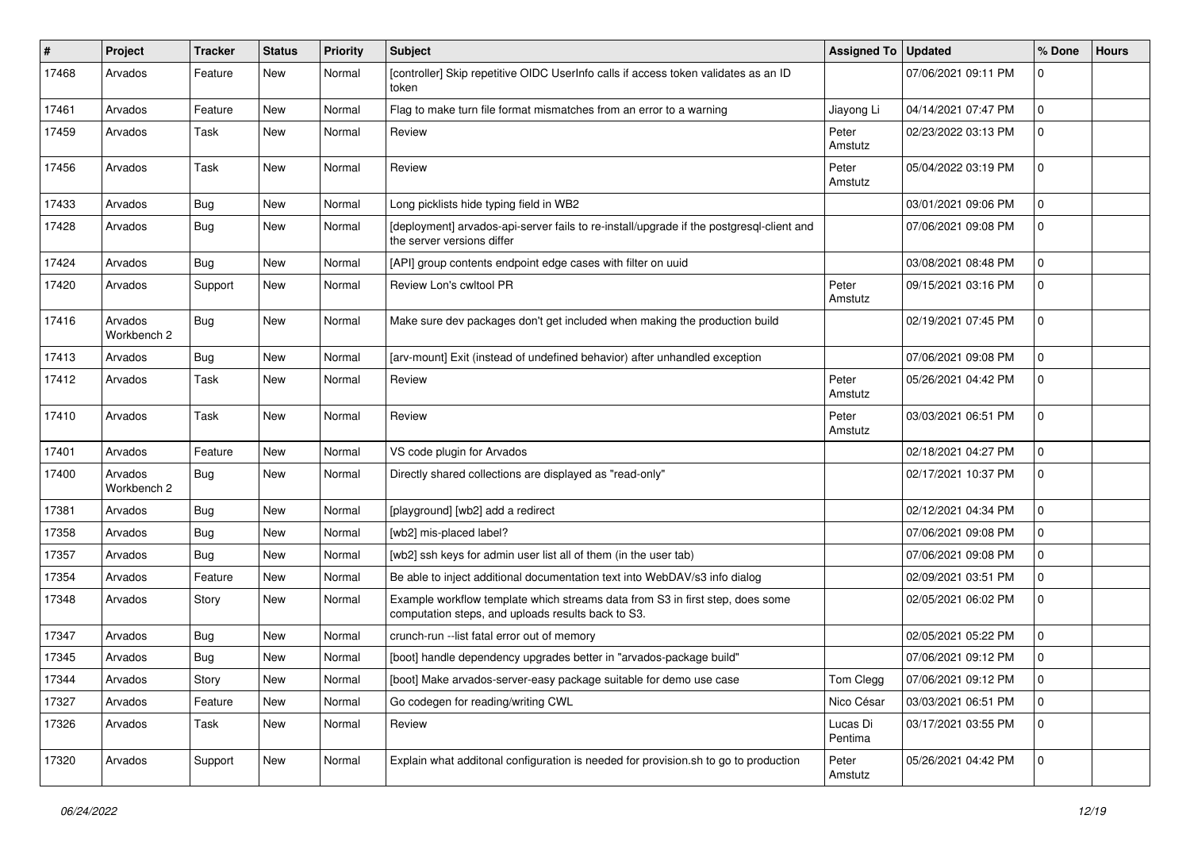| # | Project | Tracker | Status | Priority | Subject | Assigned To | Updated | % Done | Hours |
|---|---|---|---|---|---|---|---|---|---|
| 17468 | Arvados | Feature | New | Normal | [controller] Skip repetitive OIDC UserInfo calls if access token validates as an ID token | | 07/06/2021 09:11 PM | 0 | |
| 17461 | Arvados | Feature | New | Normal | Flag to make turn file format mismatches from an error to a warning | Jiayong Li | 04/14/2021 07:47 PM | 0 | |
| 17459 | Arvados | Task | New | Normal | Review | Peter Amstutz | 02/23/2022 03:13 PM | 0 | |
| 17456 | Arvados | Task | New | Normal | Review | Peter Amstutz | 05/04/2022 03:19 PM | 0 | |
| 17433 | Arvados | Bug | New | Normal | Long picklists hide typing field in WB2 | | 03/01/2021 09:06 PM | 0 | |
| 17428 | Arvados | Bug | New | Normal | [deployment] arvados-api-server fails to re-install/upgrade if the postgresql-client and the server versions differ | | 07/06/2021 09:08 PM | 0 | |
| 17424 | Arvados | Bug | New | Normal | [API] group contents endpoint edge cases with filter on uuid | | 03/08/2021 08:48 PM | 0 | |
| 17420 | Arvados | Support | New | Normal | Review Lon's cwltool PR | Peter Amstutz | 09/15/2021 03:16 PM | 0 | |
| 17416 | Arvados Workbench 2 | Bug | New | Normal | Make sure dev packages don't get included when making the production build | | 02/19/2021 07:45 PM | 0 | |
| 17413 | Arvados | Bug | New | Normal | [arv-mount] Exit (instead of undefined behavior) after unhandled exception | | 07/06/2021 09:08 PM | 0 | |
| 17412 | Arvados | Task | New | Normal | Review | Peter Amstutz | 05/26/2021 04:42 PM | 0 | |
| 17410 | Arvados | Task | New | Normal | Review | Peter Amstutz | 03/03/2021 06:51 PM | 0 | |
| 17401 | Arvados | Feature | New | Normal | VS code plugin for Arvados | | 02/18/2021 04:27 PM | 0 | |
| 17400 | Arvados Workbench 2 | Bug | New | Normal | Directly shared collections are displayed as "read-only" | | 02/17/2021 10:37 PM | 0 | |
| 17381 | Arvados | Bug | New | Normal | [playground] [wb2] add a redirect | | 02/12/2021 04:34 PM | 0 | |
| 17358 | Arvados | Bug | New | Normal | [wb2] mis-placed label? | | 07/06/2021 09:08 PM | 0 | |
| 17357 | Arvados | Bug | New | Normal | [wb2] ssh keys for admin user list all of them (in the user tab) | | 07/06/2021 09:08 PM | 0 | |
| 17354 | Arvados | Feature | New | Normal | Be able to inject additional documentation text into WebDAV/s3 info dialog | | 02/09/2021 03:51 PM | 0 | |
| 17348 | Arvados | Story | New | Normal | Example workflow template which streams data from S3 in first step, does some computation steps, and uploads results back to S3. | | 02/05/2021 06:02 PM | 0 | |
| 17347 | Arvados | Bug | New | Normal | crunch-run --list fatal error out of memory | | 02/05/2021 05:22 PM | 0 | |
| 17345 | Arvados | Bug | New | Normal | [boot] handle dependency upgrades better in "arvados-package build" | | 07/06/2021 09:12 PM | 0 | |
| 17344 | Arvados | Story | New | Normal | [boot] Make arvados-server-easy package suitable for demo use case | Tom Clegg | 07/06/2021 09:12 PM | 0 | |
| 17327 | Arvados | Feature | New | Normal | Go codegen for reading/writing CWL | Nico César | 03/03/2021 06:51 PM | 0 | |
| 17326 | Arvados | Task | New | Normal | Review | Lucas Di Pentima | 03/17/2021 03:55 PM | 0 | |
| 17320 | Arvados | Support | New | Normal | Explain what additonal configuration is needed for provision.sh to go to production | Peter Amstutz | 05/26/2021 04:42 PM | 0 | |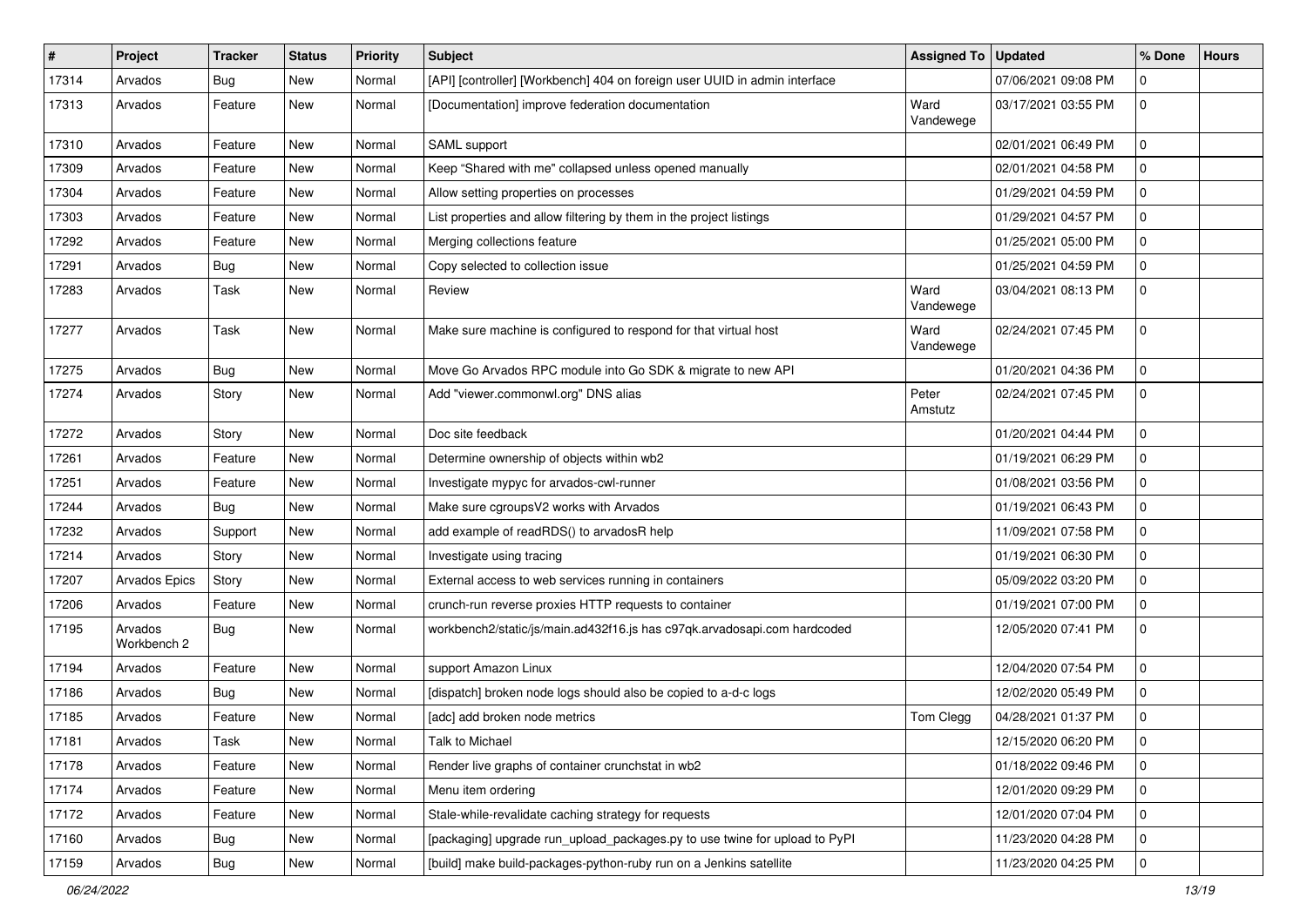| # | Project | Tracker | Status | Priority | Subject | Assigned To | Updated | % Done | Hours |
|---|---|---|---|---|---|---|---|---|---|
| 17314 | Arvados | Bug | New | Normal | [API] [controller] [Workbench] 404 on foreign user UUID in admin interface | | 07/06/2021 09:08 PM | 0 | |
| 17313 | Arvados | Feature | New | Normal | [Documentation] improve federation documentation | Ward Vandewege | 03/17/2021 03:55 PM | 0 | |
| 17310 | Arvados | Feature | New | Normal | SAML support | | 02/01/2021 06:49 PM | 0 | |
| 17309 | Arvados | Feature | New | Normal | Keep "Shared with me" collapsed unless opened manually | | 02/01/2021 04:58 PM | 0 | |
| 17304 | Arvados | Feature | New | Normal | Allow setting properties on processes | | 01/29/2021 04:59 PM | 0 | |
| 17303 | Arvados | Feature | New | Normal | List properties and allow filtering by them in the project listings | | 01/29/2021 04:57 PM | 0 | |
| 17292 | Arvados | Feature | New | Normal | Merging collections feature | | 01/25/2021 05:00 PM | 0 | |
| 17291 | Arvados | Bug | New | Normal | Copy selected to collection issue | | 01/25/2021 04:59 PM | 0 | |
| 17283 | Arvados | Task | New | Normal | Review | Ward Vandewege | 03/04/2021 08:13 PM | 0 | |
| 17277 | Arvados | Task | New | Normal | Make sure machine is configured to respond for that virtual host | Ward Vandewege | 02/24/2021 07:45 PM | 0 | |
| 17275 | Arvados | Bug | New | Normal | Move Go Arvados RPC module into Go SDK & migrate to new API | | 01/20/2021 04:36 PM | 0 | |
| 17274 | Arvados | Story | New | Normal | Add "viewer.commonwl.org" DNS alias | Peter Amstutz | 02/24/2021 07:45 PM | 0 | |
| 17272 | Arvados | Story | New | Normal | Doc site feedback | | 01/20/2021 04:44 PM | 0 | |
| 17261 | Arvados | Feature | New | Normal | Determine ownership of objects within wb2 | | 01/19/2021 06:29 PM | 0 | |
| 17251 | Arvados | Feature | New | Normal | Investigate mypyc for arvados-cwl-runner | | 01/08/2021 03:56 PM | 0 | |
| 17244 | Arvados | Bug | New | Normal | Make sure cgroupsV2 works with Arvados | | 01/19/2021 06:43 PM | 0 | |
| 17232 | Arvados | Support | New | Normal | add example of readRDS() to arvadosR help | | 11/09/2021 07:58 PM | 0 | |
| 17214 | Arvados | Story | New | Normal | Investigate using tracing | | 01/19/2021 06:30 PM | 0 | |
| 17207 | Arvados Epics | Story | New | Normal | External access to web services running in containers | | 05/09/2022 03:20 PM | 0 | |
| 17206 | Arvados | Feature | New | Normal | crunch-run reverse proxies HTTP requests to container | | 01/19/2021 07:00 PM | 0 | |
| 17195 | Arvados Workbench 2 | Bug | New | Normal | workbench2/static/js/main.ad432f16.js has c97qk.arvadosapi.com hardcoded | | 12/05/2020 07:41 PM | 0 | |
| 17194 | Arvados | Feature | New | Normal | support Amazon Linux | | 12/04/2020 07:54 PM | 0 | |
| 17186 | Arvados | Bug | New | Normal | [dispatch] broken node logs should also be copied to a-d-c logs | | 12/02/2020 05:49 PM | 0 | |
| 17185 | Arvados | Feature | New | Normal | [adc] add broken node metrics | Tom Clegg | 04/28/2021 01:37 PM | 0 | |
| 17181 | Arvados | Task | New | Normal | Talk to Michael | | 12/15/2020 06:20 PM | 0 | |
| 17178 | Arvados | Feature | New | Normal | Render live graphs of container crunchstat in wb2 | | 01/18/2022 09:46 PM | 0 | |
| 17174 | Arvados | Feature | New | Normal | Menu item ordering | | 12/01/2020 09:29 PM | 0 | |
| 17172 | Arvados | Feature | New | Normal | Stale-while-revalidate caching strategy for requests | | 12/01/2020 07:04 PM | 0 | |
| 17160 | Arvados | Bug | New | Normal | [packaging] upgrade run_upload_packages.py to use twine for upload to PyPI | | 11/23/2020 04:28 PM | 0 | |
| 17159 | Arvados | Bug | New | Normal | [build] make build-packages-python-ruby run on a Jenkins satellite | | 11/23/2020 04:25 PM | 0 | |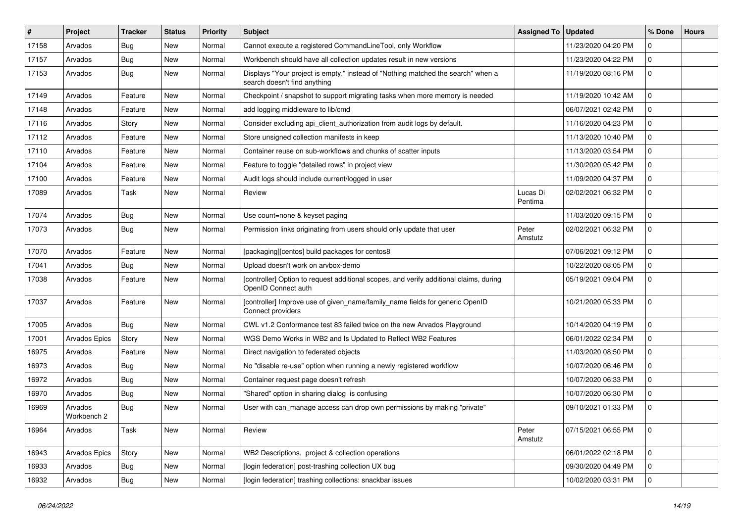| # | Project | Tracker | Status | Priority | Subject | Assigned To | Updated | % Done | Hours |
|---|---|---|---|---|---|---|---|---|---|
| 17158 | Arvados | Bug | New | Normal | Cannot execute a registered CommandLineTool, only Workflow | | 11/23/2020 04:20 PM | 0 | |
| 17157 | Arvados | Bug | New | Normal | Workbench should have all collection updates result in new versions | | 11/23/2020 04:22 PM | 0 | |
| 17153 | Arvados | Bug | New | Normal | Displays "Your project is empty." instead of "Nothing matched the search" when a search doesn't find anything | | 11/19/2020 08:16 PM | 0 | |
| 17149 | Arvados | Feature | New | Normal | Checkpoint / snapshot to support migrating tasks when more memory is needed | | 11/19/2020 10:42 AM | 0 | |
| 17148 | Arvados | Feature | New | Normal | add logging middleware to lib/cmd | | 06/07/2021 02:42 PM | 0 | |
| 17116 | Arvados | Story | New | Normal | Consider excluding api_client_authorization from audit logs by default. | | 11/16/2020 04:23 PM | 0 | |
| 17112 | Arvados | Feature | New | Normal | Store unsigned collection manifests in keep | | 11/13/2020 10:40 PM | 0 | |
| 17110 | Arvados | Feature | New | Normal | Container reuse on sub-workflows and chunks of scatter inputs | | 11/13/2020 03:54 PM | 0 | |
| 17104 | Arvados | Feature | New | Normal | Feature to toggle "detailed rows" in project view | | 11/30/2020 05:42 PM | 0 | |
| 17100 | Arvados | Feature | New | Normal | Audit logs should include current/logged in user | | 11/09/2020 04:37 PM | 0 | |
| 17089 | Arvados | Task | New | Normal | Review | Lucas Di Pentima | 02/02/2021 06:32 PM | 0 | |
| 17074 | Arvados | Bug | New | Normal | Use count=none & keyset paging | | 11/03/2020 09:15 PM | 0 | |
| 17073 | Arvados | Bug | New | Normal | Permission links originating from users should only update that user | Peter Amstutz | 02/02/2021 06:32 PM | 0 | |
| 17070 | Arvados | Feature | New | Normal | [packaging][centos] build packages for centos8 | | 07/06/2021 09:12 PM | 0 | |
| 17041 | Arvados | Bug | New | Normal | Upload doesn't work on arvbox-demo | | 10/22/2020 08:05 PM | 0 | |
| 17038 | Arvados | Feature | New | Normal | [controller] Option to request additional scopes, and verify additional claims, during OpenID Connect auth | | 05/19/2021 09:04 PM | 0 | |
| 17037 | Arvados | Feature | New | Normal | [controller] Improve use of given_name/family_name fields for generic OpenID Connect providers | | 10/21/2020 05:33 PM | 0 | |
| 17005 | Arvados | Bug | New | Normal | CWL v1.2 Conformance test 83 failed twice on the new Arvados Playground | | 10/14/2020 04:19 PM | 0 | |
| 17001 | Arvados Epics | Story | New | Normal | WGS Demo Works in WB2 and Is Updated to Reflect WB2 Features | | 06/01/2022 02:34 PM | 0 | |
| 16975 | Arvados | Feature | New | Normal | Direct navigation to federated objects | | 11/03/2020 08:50 PM | 0 | |
| 16973 | Arvados | Bug | New | Normal | No "disable re-use" option when running a newly registered workflow | | 10/07/2020 06:46 PM | 0 | |
| 16972 | Arvados | Bug | New | Normal | Container request page doesn't refresh | | 10/07/2020 06:33 PM | 0 | |
| 16970 | Arvados | Bug | New | Normal | "Shared" option in sharing dialog is confusing | | 10/07/2020 06:30 PM | 0 | |
| 16969 | Arvados Workbench 2 | Bug | New | Normal | User with can_manage access can drop own permissions by making "private" | | 09/10/2021 01:33 PM | 0 | |
| 16964 | Arvados | Task | New | Normal | Review | Peter Amstutz | 07/15/2021 06:55 PM | 0 | |
| 16943 | Arvados Epics | Story | New | Normal | WB2 Descriptions, project & collection operations | | 06/01/2022 02:18 PM | 0 | |
| 16933 | Arvados | Bug | New | Normal | [login federation] post-trashing collection UX bug | | 09/30/2020 04:49 PM | 0 | |
| 16932 | Arvados | Bug | New | Normal | [login federation] trashing collections: snackbar issues | | 10/02/2020 03:31 PM | 0 | |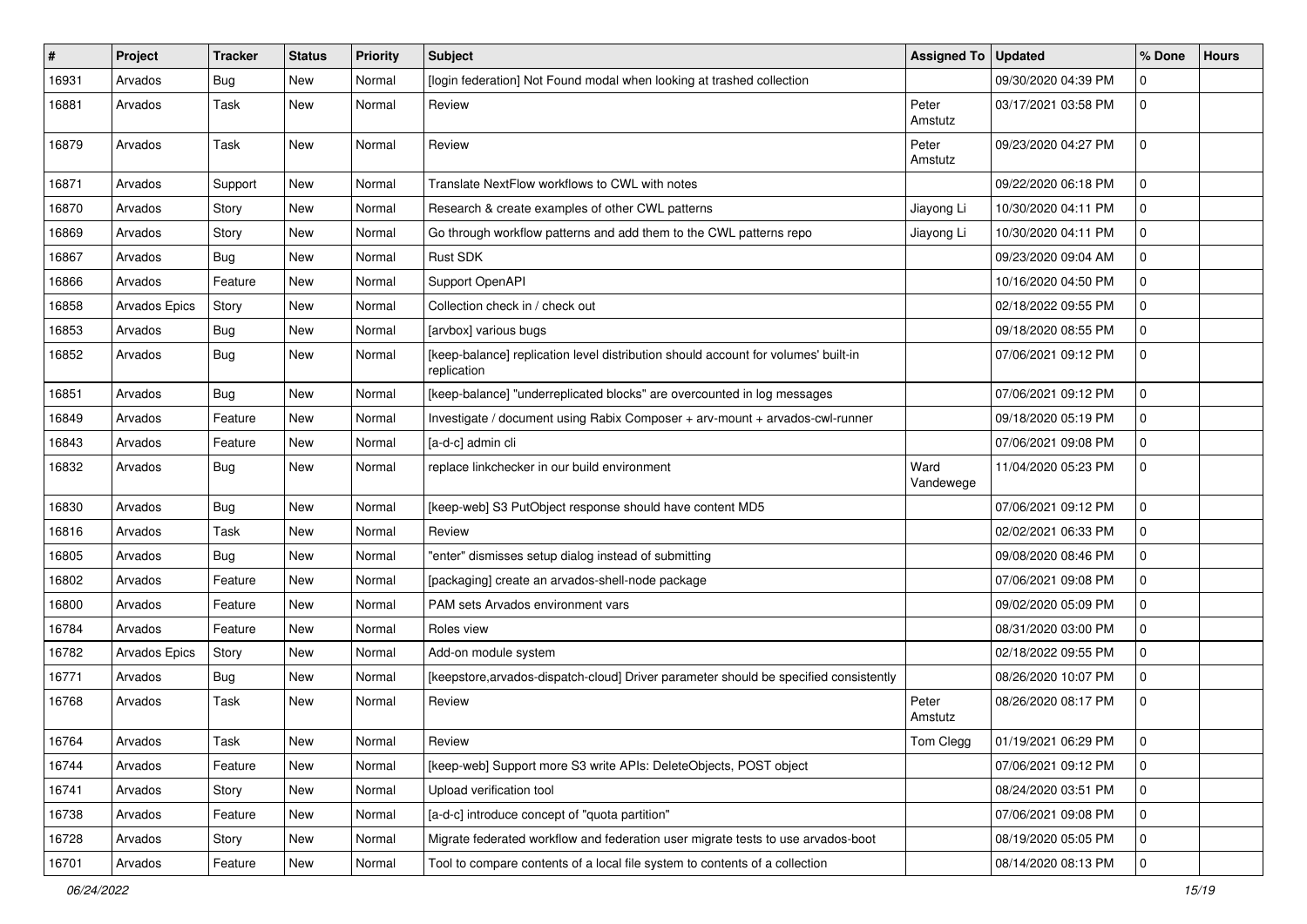| # | Project | Tracker | Status | Priority | Subject | Assigned To | Updated | % Done | Hours |
|---|---|---|---|---|---|---|---|---|---|
| 16931 | Arvados | Bug | New | Normal | [login federation] Not Found modal when looking at trashed collection | | 09/30/2020 04:39 PM | 0 | |
| 16881 | Arvados | Task | New | Normal | Review | Peter Amstutz | 03/17/2021 03:58 PM | 0 | |
| 16879 | Arvados | Task | New | Normal | Review | Peter Amstutz | 09/23/2020 04:27 PM | 0 | |
| 16871 | Arvados | Support | New | Normal | Translate NextFlow workflows to CWL with notes | | 09/22/2020 06:18 PM | 0 | |
| 16870 | Arvados | Story | New | Normal | Research & create examples of other CWL patterns | Jiayong Li | 10/30/2020 04:11 PM | 0 | |
| 16869 | Arvados | Story | New | Normal | Go through workflow patterns and add them to the CWL patterns repo | Jiayong Li | 10/30/2020 04:11 PM | 0 | |
| 16867 | Arvados | Bug | New | Normal | Rust SDK | | 09/23/2020 09:04 AM | 0 | |
| 16866 | Arvados | Feature | New | Normal | Support OpenAPI | | 10/16/2020 04:50 PM | 0 | |
| 16858 | Arvados Epics | Story | New | Normal | Collection check in / check out | | 02/18/2022 09:55 PM | 0 | |
| 16853 | Arvados | Bug | New | Normal | [arvbox] various bugs | | 09/18/2020 08:55 PM | 0 | |
| 16852 | Arvados | Bug | New | Normal | [keep-balance] replication level distribution should account for volumes' built-in replication | | 07/06/2021 09:12 PM | 0 | |
| 16851 | Arvados | Bug | New | Normal | [keep-balance] "underreplicated blocks" are overcounted in log messages | | 07/06/2021 09:12 PM | 0 | |
| 16849 | Arvados | Feature | New | Normal | Investigate / document using Rabix Composer + arv-mount + arvados-cwl-runner | | 09/18/2020 05:19 PM | 0 | |
| 16843 | Arvados | Feature | New | Normal | [a-d-c] admin cli | | 07/06/2021 09:08 PM | 0 | |
| 16832 | Arvados | Bug | New | Normal | replace linkchecker in our build environment | Ward Vandewege | 11/04/2020 05:23 PM | 0 | |
| 16830 | Arvados | Bug | New | Normal | [keep-web] S3 PutObject response should have content MD5 | | 07/06/2021 09:12 PM | 0 | |
| 16816 | Arvados | Task | New | Normal | Review | | 02/02/2021 06:33 PM | 0 | |
| 16805 | Arvados | Bug | New | Normal | "enter" dismisses setup dialog instead of submitting | | 09/08/2020 08:46 PM | 0 | |
| 16802 | Arvados | Feature | New | Normal | [packaging] create an arvados-shell-node package | | 07/06/2021 09:08 PM | 0 | |
| 16800 | Arvados | Feature | New | Normal | PAM sets Arvados environment vars | | 09/02/2020 05:09 PM | 0 | |
| 16784 | Arvados | Feature | New | Normal | Roles view | | 08/31/2020 03:00 PM | 0 | |
| 16782 | Arvados Epics | Story | New | Normal | Add-on module system | | 02/18/2022 09:55 PM | 0 | |
| 16771 | Arvados | Bug | New | Normal | [keepstore,arvados-dispatch-cloud] Driver parameter should be specified consistently | | 08/26/2020 10:07 PM | 0 | |
| 16768 | Arvados | Task | New | Normal | Review | Peter Amstutz | 08/26/2020 08:17 PM | 0 | |
| 16764 | Arvados | Task | New | Normal | Review | Tom Clegg | 01/19/2021 06:29 PM | 0 | |
| 16744 | Arvados | Feature | New | Normal | [keep-web] Support more S3 write APIs: DeleteObjects, POST object | | 07/06/2021 09:12 PM | 0 | |
| 16741 | Arvados | Story | New | Normal | Upload verification tool | | 08/24/2020 03:51 PM | 0 | |
| 16738 | Arvados | Feature | New | Normal | [a-d-c] introduce concept of "quota partition" | | 07/06/2021 09:08 PM | 0 | |
| 16728 | Arvados | Story | New | Normal | Migrate federated workflow and federation user migrate tests to use arvados-boot | | 08/19/2020 05:05 PM | 0 | |
| 16701 | Arvados | Feature | New | Normal | Tool to compare contents of a local file system to contents of a collection | | 08/14/2020 08:13 PM | 0 | |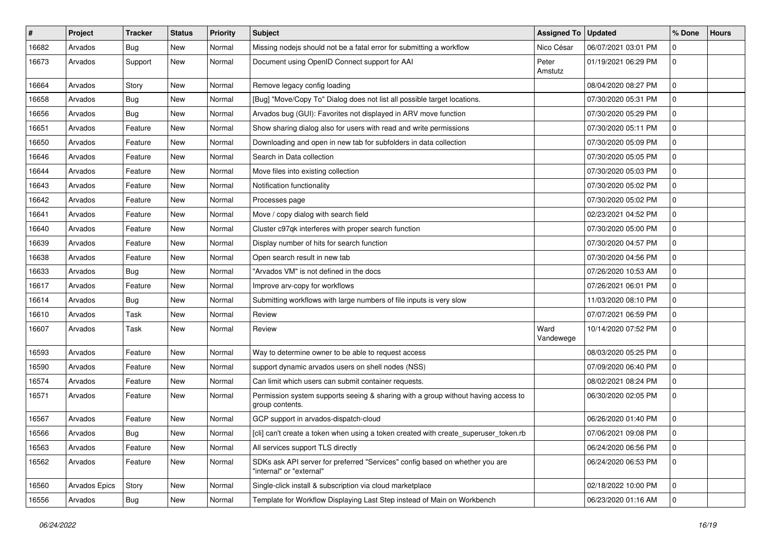| # | Project | Tracker | Status | Priority | Subject | Assigned To | Updated | % Done | Hours |
|---|---|---|---|---|---|---|---|---|---|
| 16682 | Arvados | Bug | New | Normal | Missing nodejs should not be a fatal error for submitting a workflow | Nico César | 06/07/2021 03:01 PM | 0 | |
| 16673 | Arvados | Support | New | Normal | Document using OpenID Connect support for AAI | Peter Amstutz | 01/19/2021 06:29 PM | 0 | |
| 16664 | Arvados | Story | New | Normal | Remove legacy config loading | | 08/04/2020 08:27 PM | 0 | |
| 16658 | Arvados | Bug | New | Normal | [Bug] "Move/Copy To" Dialog does not list all possible target locations. | | 07/30/2020 05:31 PM | 0 | |
| 16656 | Arvados | Bug | New | Normal | Arvados bug (GUI): Favorites not displayed in ARV move function | | 07/30/2020 05:29 PM | 0 | |
| 16651 | Arvados | Feature | New | Normal | Show sharing dialog also for users with read and write permissions | | 07/30/2020 05:11 PM | 0 | |
| 16650 | Arvados | Feature | New | Normal | Downloading and open in new tab for subfolders in data collection | | 07/30/2020 05:09 PM | 0 | |
| 16646 | Arvados | Feature | New | Normal | Search in Data collection | | 07/30/2020 05:05 PM | 0 | |
| 16644 | Arvados | Feature | New | Normal | Move files into existing collection | | 07/30/2020 05:03 PM | 0 | |
| 16643 | Arvados | Feature | New | Normal | Notification functionality | | 07/30/2020 05:02 PM | 0 | |
| 16642 | Arvados | Feature | New | Normal | Processes page | | 07/30/2020 05:02 PM | 0 | |
| 16641 | Arvados | Feature | New | Normal | Move / copy dialog with search field | | 02/23/2021 04:52 PM | 0 | |
| 16640 | Arvados | Feature | New | Normal | Cluster c97qk interferes with proper search function | | 07/30/2020 05:00 PM | 0 | |
| 16639 | Arvados | Feature | New | Normal | Display number of hits for search function | | 07/30/2020 04:57 PM | 0 | |
| 16638 | Arvados | Feature | New | Normal | Open search result in new tab | | 07/30/2020 04:56 PM | 0 | |
| 16633 | Arvados | Bug | New | Normal | "Arvados VM" is not defined in the docs | | 07/26/2020 10:53 AM | 0 | |
| 16617 | Arvados | Feature | New | Normal | Improve arv-copy for workflows | | 07/26/2021 06:01 PM | 0 | |
| 16614 | Arvados | Bug | New | Normal | Submitting workflows with large numbers of file inputs is very slow | | 11/03/2020 08:10 PM | 0 | |
| 16610 | Arvados | Task | New | Normal | Review | | 07/07/2021 06:59 PM | 0 | |
| 16607 | Arvados | Task | New | Normal | Review | Ward Vandewege | 10/14/2020 07:52 PM | 0 | |
| 16593 | Arvados | Feature | New | Normal | Way to determine owner to be able to request access | | 08/03/2020 05:25 PM | 0 | |
| 16590 | Arvados | Feature | New | Normal | support dynamic arvados users on shell nodes (NSS) | | 07/09/2020 06:40 PM | 0 | |
| 16574 | Arvados | Feature | New | Normal | Can limit which users can submit container requests. | | 08/02/2021 08:24 PM | 0 | |
| 16571 | Arvados | Feature | New | Normal | Permission system supports seeing & sharing with a group without having access to group contents. | | 06/30/2020 02:05 PM | 0 | |
| 16567 | Arvados | Feature | New | Normal | GCP support in arvados-dispatch-cloud | | 06/26/2020 01:40 PM | 0 | |
| 16566 | Arvados | Bug | New | Normal | [cli] can't create a token when using a token created with create_superuser_token.rb | | 07/06/2021 09:08 PM | 0 | |
| 16563 | Arvados | Feature | New | Normal | All services support TLS directly | | 06/24/2020 06:56 PM | 0 | |
| 16562 | Arvados | Feature | New | Normal | SDKs ask API server for preferred "Services" config based on whether you are "internal" or "external" | | 06/24/2020 06:53 PM | 0 | |
| 16560 | Arvados Epics | Story | New | Normal | Single-click install & subscription via cloud marketplace | | 02/18/2022 10:00 PM | 0 | |
| 16556 | Arvados | Bug | New | Normal | Template for Workflow Displaying Last Step instead of Main on Workbench | | 06/23/2020 01:16 AM | 0 | |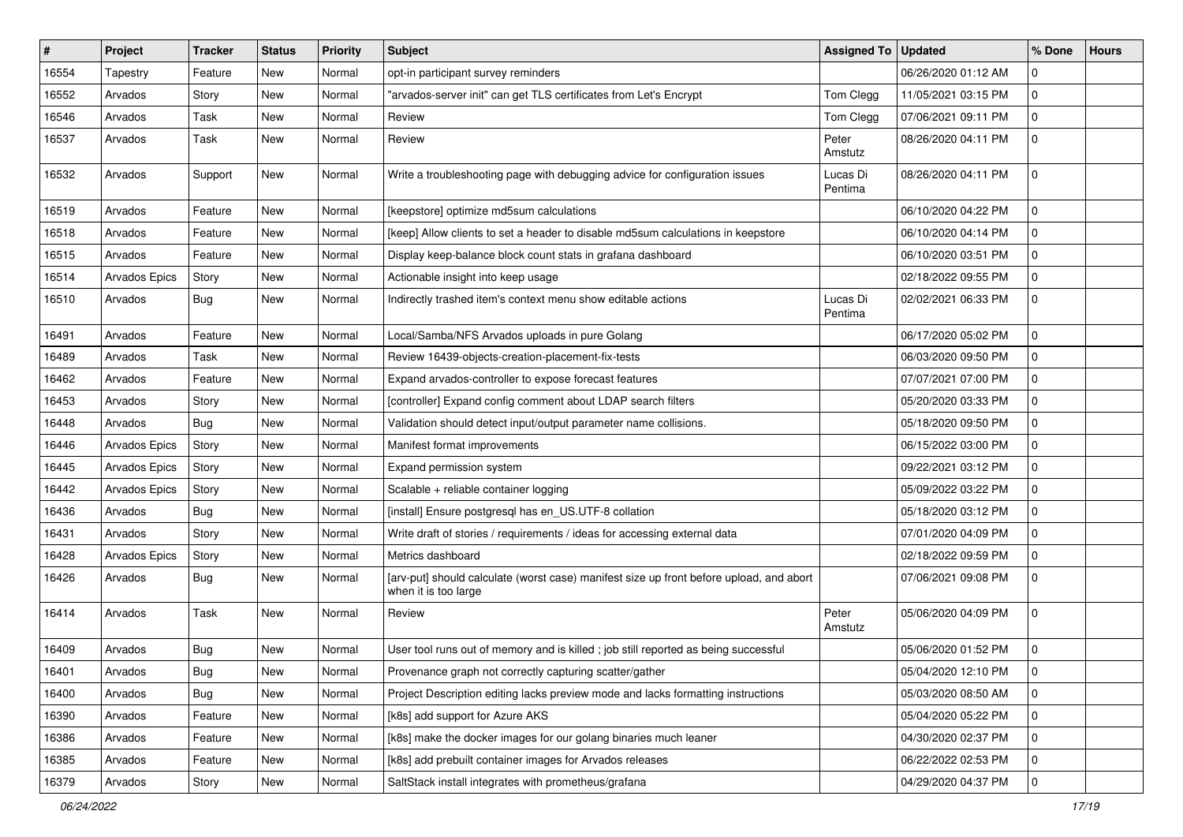| # | Project | Tracker | Status | Priority | Subject | Assigned To | Updated | % Done | Hours |
|---|---|---|---|---|---|---|---|---|---|
| 16554 | Tapestry | Feature | New | Normal | opt-in participant survey reminders | | 06/26/2020 01:12 AM | 0 | |
| 16552 | Arvados | Story | New | Normal | "arvados-server init" can get TLS certificates from Let's Encrypt | Tom Clegg | 11/05/2021 03:15 PM | 0 | |
| 16546 | Arvados | Task | New | Normal | Review | Tom Clegg | 07/06/2021 09:11 PM | 0 | |
| 16537 | Arvados | Task | New | Normal | Review | Peter Amstutz | 08/26/2020 04:11 PM | 0 | |
| 16532 | Arvados | Support | New | Normal | Write a troubleshooting page with debugging advice for configuration issues | Lucas Di Pentima | 08/26/2020 04:11 PM | 0 | |
| 16519 | Arvados | Feature | New | Normal | [keepstore] optimize md5sum calculations | | 06/10/2020 04:22 PM | 0 | |
| 16518 | Arvados | Feature | New | Normal | [keep] Allow clients to set a header to disable md5sum calculations in keepstore | | 06/10/2020 04:14 PM | 0 | |
| 16515 | Arvados | Feature | New | Normal | Display keep-balance block count stats in grafana dashboard | | 06/10/2020 03:51 PM | 0 | |
| 16514 | Arvados Epics | Story | New | Normal | Actionable insight into keep usage | | 02/18/2022 09:55 PM | 0 | |
| 16510 | Arvados | Bug | New | Normal | Indirectly trashed item's context menu show editable actions | Lucas Di Pentima | 02/02/2021 06:33 PM | 0 | |
| 16491 | Arvados | Feature | New | Normal | Local/Samba/NFS Arvados uploads in pure Golang | | 06/17/2020 05:02 PM | 0 | |
| 16489 | Arvados | Task | New | Normal | Review 16439-objects-creation-placement-fix-tests | | 06/03/2020 09:50 PM | 0 | |
| 16462 | Arvados | Feature | New | Normal | Expand arvados-controller to expose forecast features | | 07/07/2021 07:00 PM | 0 | |
| 16453 | Arvados | Story | New | Normal | [controller] Expand config comment about LDAP search filters | | 05/20/2020 03:33 PM | 0 | |
| 16448 | Arvados | Bug | New | Normal | Validation should detect input/output parameter name collisions. | | 05/18/2020 09:50 PM | 0 | |
| 16446 | Arvados Epics | Story | New | Normal | Manifest format improvements | | 06/15/2022 03:00 PM | 0 | |
| 16445 | Arvados Epics | Story | New | Normal | Expand permission system | | 09/22/2021 03:12 PM | 0 | |
| 16442 | Arvados Epics | Story | New | Normal | Scalable + reliable container logging | | 05/09/2022 03:22 PM | 0 | |
| 16436 | Arvados | Bug | New | Normal | [install] Ensure postgresql has en_US.UTF-8 collation | | 05/18/2020 03:12 PM | 0 | |
| 16431 | Arvados | Story | New | Normal | Write draft of stories / requirements / ideas for accessing external data | | 07/01/2020 04:09 PM | 0 | |
| 16428 | Arvados Epics | Story | New | Normal | Metrics dashboard | | 02/18/2022 09:59 PM | 0 | |
| 16426 | Arvados | Bug | New | Normal | [arv-put] should calculate (worst case) manifest size up front before upload, and abort when it is too large | | 07/06/2021 09:08 PM | 0 | |
| 16414 | Arvados | Task | New | Normal | Review | Peter Amstutz | 05/06/2020 04:09 PM | 0 | |
| 16409 | Arvados | Bug | New | Normal | User tool runs out of memory and is killed ; job still reported as being successful | | 05/06/2020 01:52 PM | 0 | |
| 16401 | Arvados | Bug | New | Normal | Provenance graph not correctly capturing scatter/gather | | 05/04/2020 12:10 PM | 0 | |
| 16400 | Arvados | Bug | New | Normal | Project Description editing lacks preview mode and lacks formatting instructions | | 05/03/2020 08:50 AM | 0 | |
| 16390 | Arvados | Feature | New | Normal | [k8s] add support for Azure AKS | | 05/04/2020 05:22 PM | 0 | |
| 16386 | Arvados | Feature | New | Normal | [k8s] make the docker images for our golang binaries much leaner | | 04/30/2020 02:37 PM | 0 | |
| 16385 | Arvados | Feature | New | Normal | [k8s] add prebuilt container images for Arvados releases | | 06/22/2022 02:53 PM | 0 | |
| 16379 | Arvados | Story | New | Normal | SaltStack install integrates with prometheus/grafana | | 04/29/2020 04:37 PM | 0 | |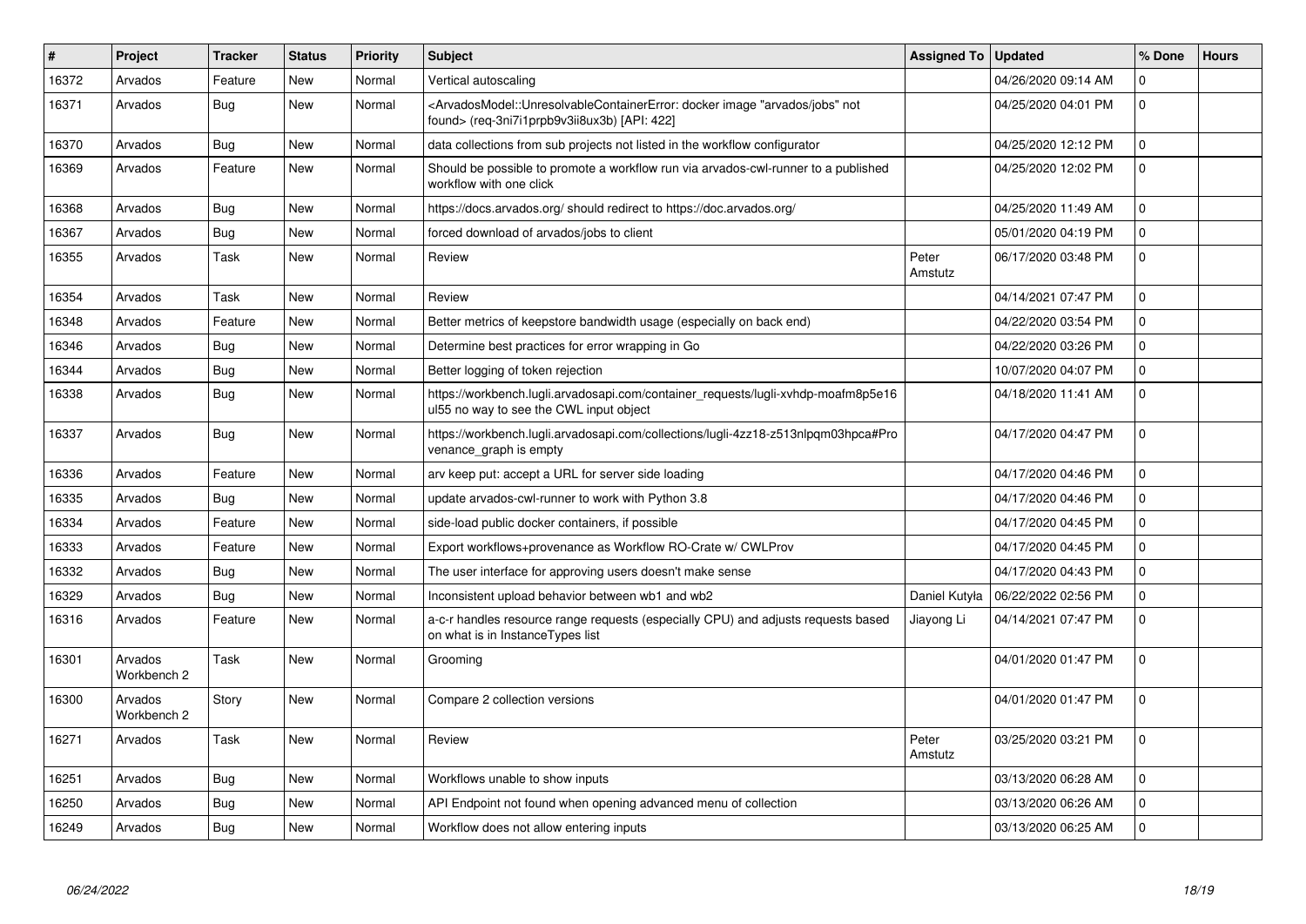| # | Project | Tracker | Status | Priority | Subject | Assigned To | Updated | % Done | Hours |
|---|---|---|---|---|---|---|---|---|---|
| 16372 | Arvados | Feature | New | Normal | Vertical autoscaling | | 04/26/2020 09:14 AM | 0 | |
| 16371 | Arvados | Bug | New | Normal | <ArvadosModel::UnresolvableContainerError: docker image "arvados/jobs" not found> (req-3ni7i1prpb9v3ii8ux3b) [API: 422] | | 04/25/2020 04:01 PM | 0 | |
| 16370 | Arvados | Bug | New | Normal | data collections from sub projects not listed in the workflow configurator | | 04/25/2020 12:12 PM | 0 | |
| 16369 | Arvados | Feature | New | Normal | Should be possible to promote a workflow run via arvados-cwl-runner to a published workflow with one click | | 04/25/2020 12:02 PM | 0 | |
| 16368 | Arvados | Bug | New | Normal | https://docs.arvados.org/ should redirect to https://doc.arvados.org/ | | 04/25/2020 11:49 AM | 0 | |
| 16367 | Arvados | Bug | New | Normal | forced download of arvados/jobs to client | | 05/01/2020 04:19 PM | 0 | |
| 16355 | Arvados | Task | New | Normal | Review | Peter Amstutz | 06/17/2020 03:48 PM | 0 | |
| 16354 | Arvados | Task | New | Normal | Review | | 04/14/2021 07:47 PM | 0 | |
| 16348 | Arvados | Feature | New | Normal | Better metrics of keepstore bandwidth usage (especially on back end) | | 04/22/2020 03:54 PM | 0 | |
| 16346 | Arvados | Bug | New | Normal | Determine best practices for error wrapping in Go | | 04/22/2020 03:26 PM | 0 | |
| 16344 | Arvados | Bug | New | Normal | Better logging of token rejection | | 10/07/2020 04:07 PM | 0 | |
| 16338 | Arvados | Bug | New | Normal | https://workbench.lugli.arvadosapi.com/container_requests/lugli-xvhdp-moafm8p5e16ul55 no way to see the CWL input object | | 04/18/2020 11:41 AM | 0 | |
| 16337 | Arvados | Bug | New | Normal | https://workbench.lugli.arvadosapi.com/collections/lugli-4zz18-z513nlpqm03hpca#Provenance_graph is empty | | 04/17/2020 04:47 PM | 0 | |
| 16336 | Arvados | Feature | New | Normal | arv keep put: accept a URL for server side loading | | 04/17/2020 04:46 PM | 0 | |
| 16335 | Arvados | Bug | New | Normal | update arvados-cwl-runner to work with Python 3.8 | | 04/17/2020 04:46 PM | 0 | |
| 16334 | Arvados | Feature | New | Normal | side-load public docker containers, if possible | | 04/17/2020 04:45 PM | 0 | |
| 16333 | Arvados | Feature | New | Normal | Export workflows+provenance as Workflow RO-Crate w/ CWLProv | | 04/17/2020 04:45 PM | 0 | |
| 16332 | Arvados | Bug | New | Normal | The user interface for approving users doesn't make sense | | 04/17/2020 04:43 PM | 0 | |
| 16329 | Arvados | Bug | New | Normal | Inconsistent upload behavior between wb1 and wb2 | Daniel Kutyła | 06/22/2022 02:56 PM | 0 | |
| 16316 | Arvados | Feature | New | Normal | a-c-r handles resource range requests (especially CPU) and adjusts requests based on what is in InstanceTypes list | Jiayong Li | 04/14/2021 07:47 PM | 0 | |
| 16301 | Arvados Workbench 2 | Task | New | Normal | Grooming | | 04/01/2020 01:47 PM | 0 | |
| 16300 | Arvados Workbench 2 | Story | New | Normal | Compare 2 collection versions | | 04/01/2020 01:47 PM | 0 | |
| 16271 | Arvados | Task | New | Normal | Review | Peter Amstutz | 03/25/2020 03:21 PM | 0 | |
| 16251 | Arvados | Bug | New | Normal | Workflows unable to show inputs | | 03/13/2020 06:28 AM | 0 | |
| 16250 | Arvados | Bug | New | Normal | API Endpoint not found when opening advanced menu of collection | | 03/13/2020 06:26 AM | 0 | |
| 16249 | Arvados | Bug | New | Normal | Workflow does not allow entering inputs | | 03/13/2020 06:25 AM | 0 | |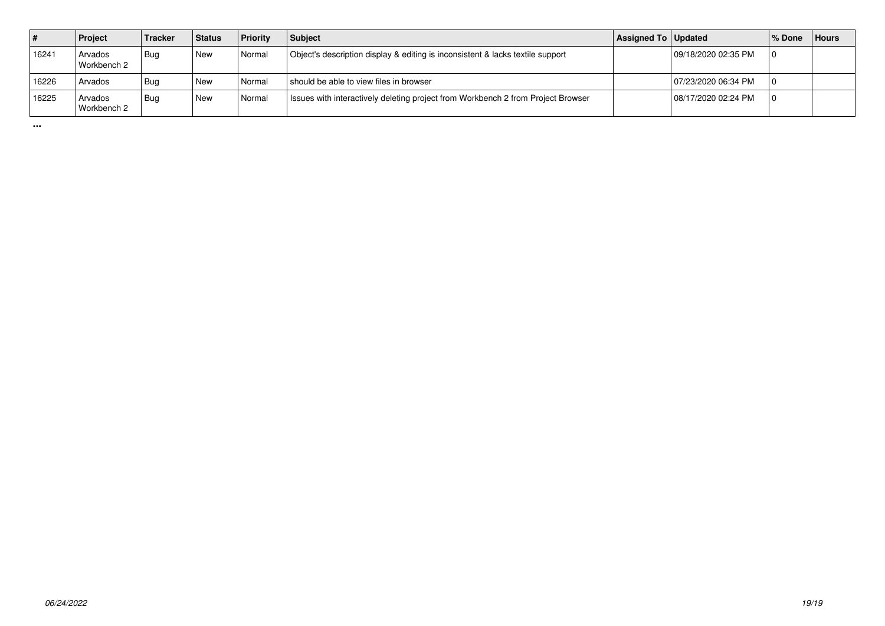| # | Project | Tracker | Status | Priority | Subject | Assigned To | Updated | % Done | Hours |
|---|---|---|---|---|---|---|---|---|---|
| 16241 | Arvados Workbench 2 | Bug | New | Normal | Object's description display & editing is inconsistent & lacks textile support | | 09/18/2020 02:35 PM | 0 | |
| 16226 | Arvados | Bug | New | Normal | should be able to view files in browser | | 07/23/2020 06:34 PM | 0 | |
| 16225 | Arvados Workbench 2 | Bug | New | Normal | Issues with interactively deleting project from Workbench 2 from Project Browser | | 08/17/2020 02:24 PM | 0 | |

**...**